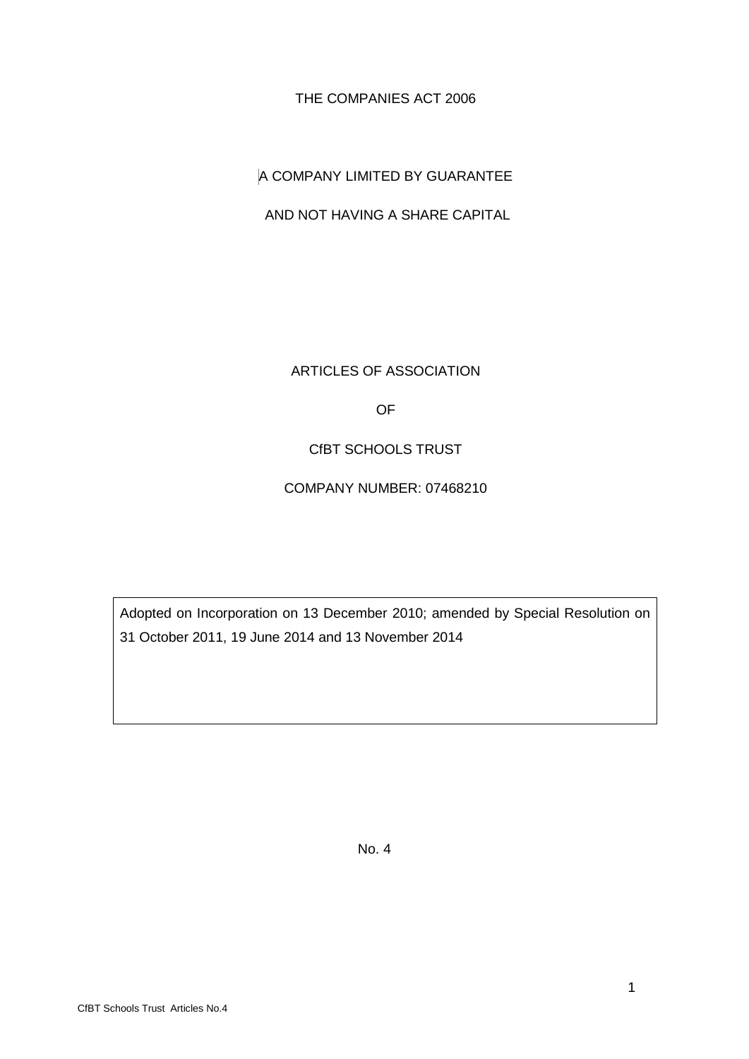THE COMPANIES ACT 2006

A COMPANY LIMITED BY GUARANTEE

AND NOT HAVING A SHARE CAPITAL

# ARTICLES OF ASSOCIATION

OF

CfBT SCHOOLS TRUST

COMPANY NUMBER: 07468210

Adopted on Incorporation on 13 December 2010; amended by Special Resolution on 31 October 2011, 19 June 2014 and 13 November 2014

No. 4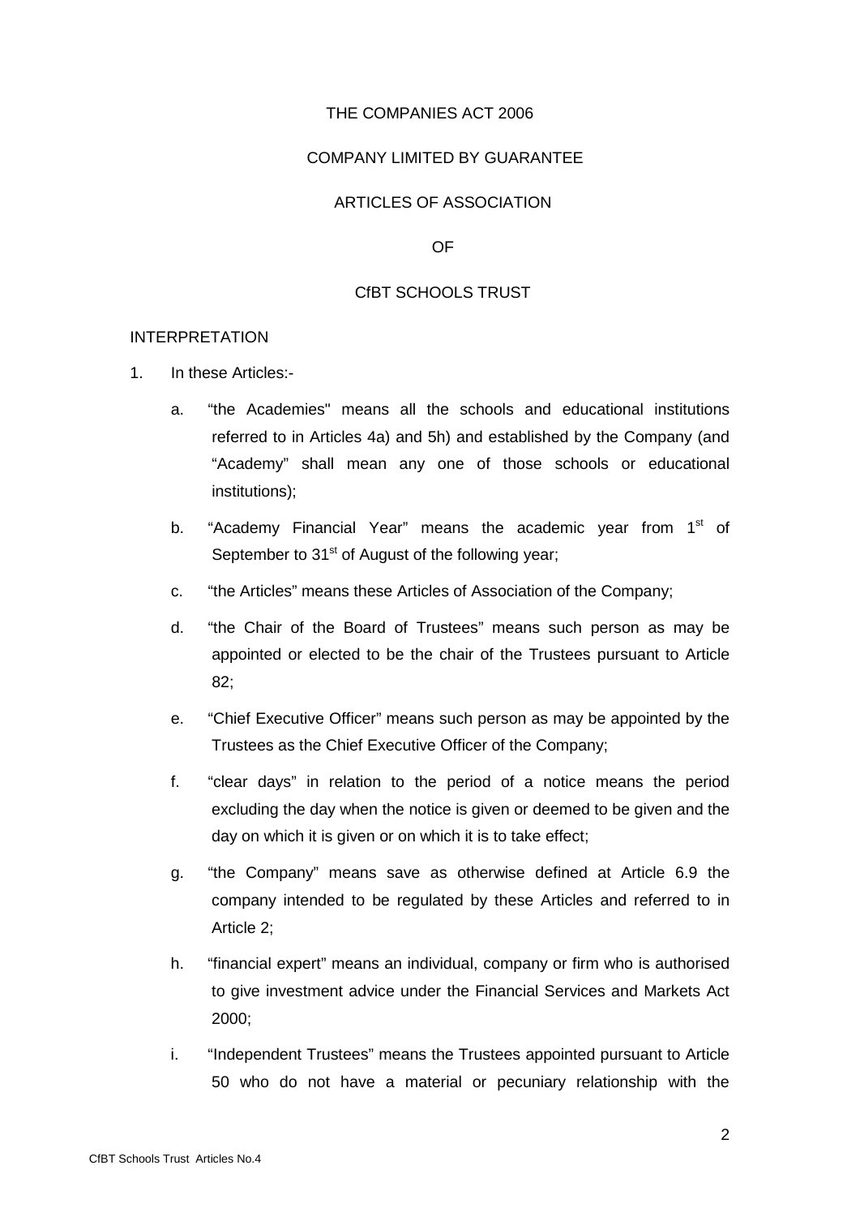THE COMPANIES ACT 2006

COMPANY LIMITED BY GUARANTEE

ARTICLES OF ASSOCIATION

OF

CfBT SCHOOLS TRUST

INTERPRETATION

1. In these Articles:-

   a. "the Academies" means all the schools and educational institutions referred to in Articles 4a) and 5h) and established by the Company (and "Academy" shall mean any one of those schools or educational institutions);

   b. "Academy Financial Year" means the academic year from 1st of September to 31st of August of the following year;

   c. "the Articles" means these Articles of Association of the Company;

   d. "the Chair of the Board of Trustees" means such person as may be appointed or elected to be the chair of the Trustees pursuant to Article 82;

   e. "Chief Executive Officer" means such person as may be appointed by the Trustees as the Chief Executive Officer of the Company;

   f. "clear days" in relation to the period of a notice means the period excluding the day when the notice is given or deemed to be given and the day on which it is given or on which it is to take effect;

   g. "the Company" means save as otherwise defined at Article 6.9 the company intended to be regulated by these Articles and referred to in Article 2;

   h. "financial expert" means an individual, company or firm who is authorised to give investment advice under the Financial Services and Markets Act 2000;

   i. "Independent Trustees" means the Trustees appointed pursuant to Article 50 who do not have a material or pecuniary relationship with the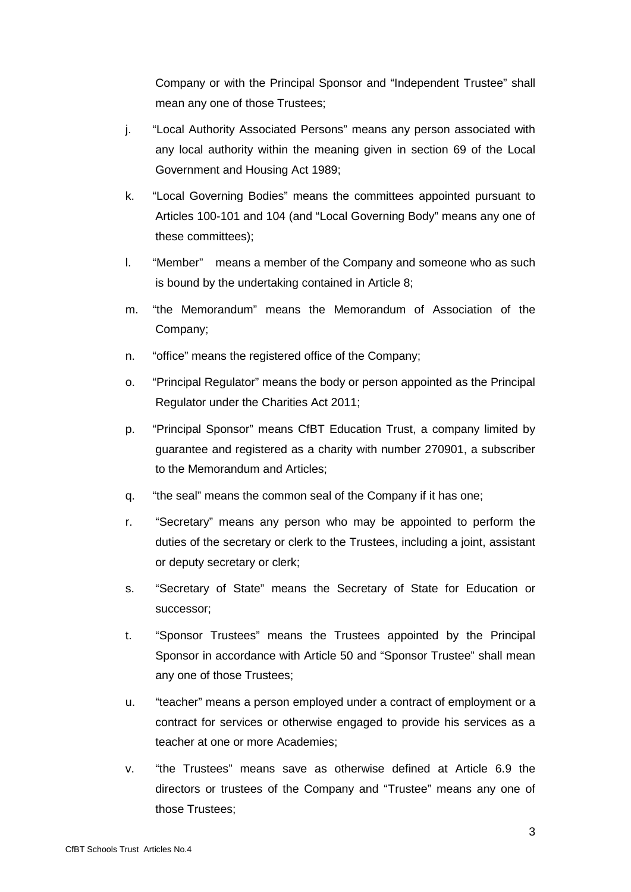Company or with the Principal Sponsor and "Independent Trustee" shall mean any one of those Trustees;

j. "Local Authority Associated Persons" means any person associated with any local authority within the meaning given in section 69 of the Local Government and Housing Act 1989;

k. "Local Governing Bodies" means the committees appointed pursuant to Articles 100-101 and 104 (and "Local Governing Body" means any one of these committees);

l. "Member" means a member of the Company and someone who as such is bound by the undertaking contained in Article 8;

m. "the Memorandum" means the Memorandum of Association of the Company;

n. "office" means the registered office of the Company;

o. "Principal Regulator" means the body or person appointed as the Principal Regulator under the Charities Act 2011;

p. "Principal Sponsor" means CfBT Education Trust, a company limited by guarantee and registered as a charity with number 270901, a subscriber to the Memorandum and Articles;

q. "the seal" means the common seal of the Company if it has one;

r. "Secretary" means any person who may be appointed to perform the duties of the secretary or clerk to the Trustees, including a joint, assistant or deputy secretary or clerk;

s. "Secretary of State" means the Secretary of State for Education or successor;

t. "Sponsor Trustees" means the Trustees appointed by the Principal Sponsor in accordance with Article 50 and "Sponsor Trustee" shall mean any one of those Trustees;

u. "teacher" means a person employed under a contract of employment or a contract for services or otherwise engaged to provide his services as a teacher at one or more Academies;

v. "the Trustees" means save as otherwise defined at Article 6.9 the directors or trustees of the Company and "Trustee" means any one of those Trustees;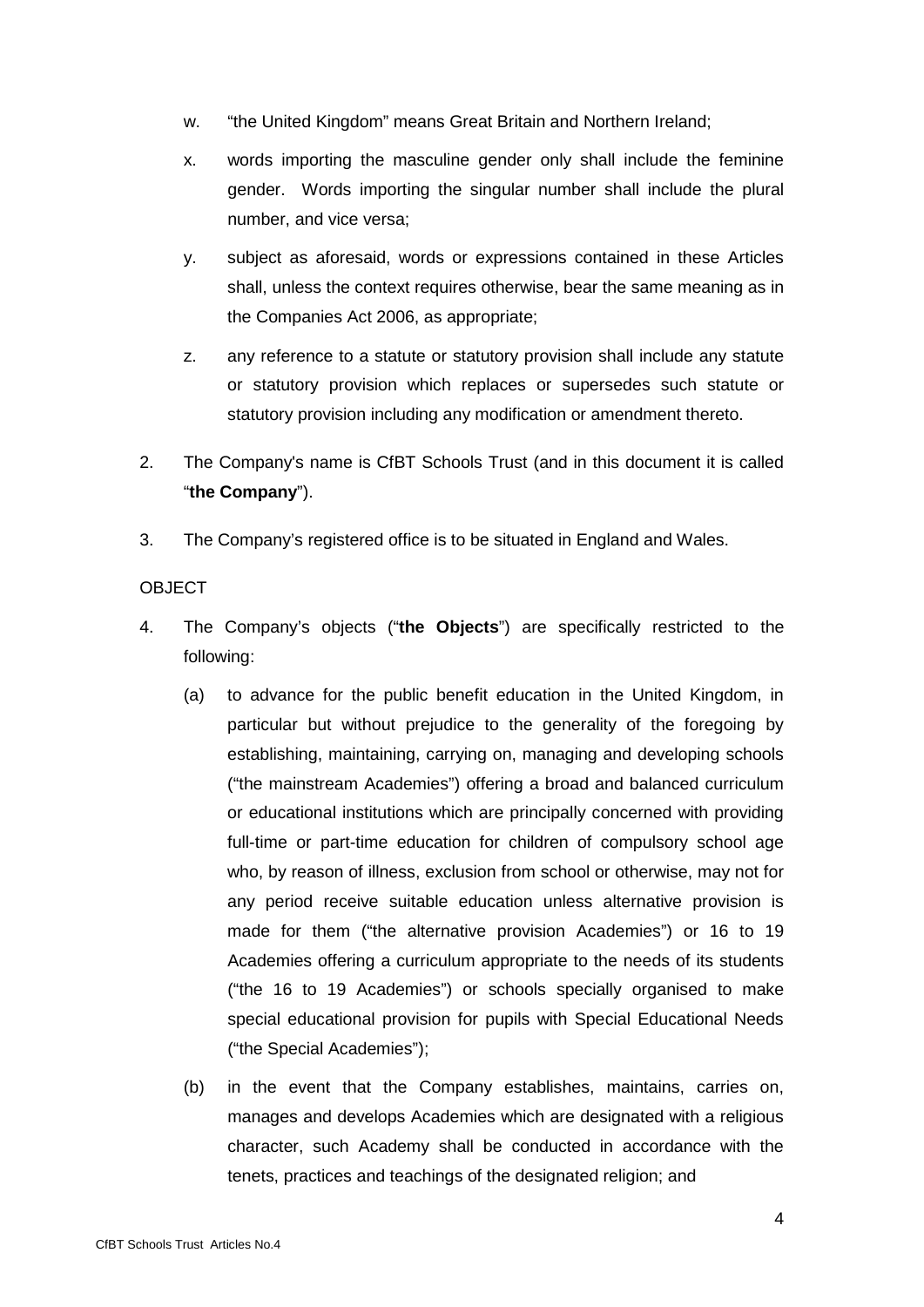w. "the United Kingdom" means Great Britain and Northern Ireland;

x. words importing the masculine gender only shall include the feminine gender. Words importing the singular number shall include the plural number, and vice versa;

y. subject as aforesaid, words or expressions contained in these Articles shall, unless the context requires otherwise, bear the same meaning as in the Companies Act 2006, as appropriate;

z. any reference to a statute or statutory provision shall include any statute or statutory provision which replaces or supersedes such statute or statutory provision including any modification or amendment thereto.

2. The Company's name is CfBT Schools Trust (and in this document it is called "**the Company**").

3. The Company's registered office is to be situated in England and Wales.

OBJECT

4. The Company's objects ("**the Objects**") are specifically restricted to the following:

   (a) to advance for the public benefit education in the United Kingdom, in particular but without prejudice to the generality of the foregoing by establishing, maintaining, carrying on, managing and developing schools ("the mainstream Academies") offering a broad and balanced curriculum or educational institutions which are principally concerned with providing full-time or part-time education for children of compulsory school age who, by reason of illness, exclusion from school or otherwise, may not for any period receive suitable education unless alternative provision is made for them ("the alternative provision Academies") or 16 to 19 Academies offering a curriculum appropriate to the needs of its students ("the 16 to 19 Academies") or schools specially organised to make special educational provision for pupils with Special Educational Needs ("the Special Academies");

   (b) in the event that the Company establishes, maintains, carries on, manages and develops Academies which are designated with a religious character, such Academy shall be conducted in accordance with the tenets, practices and teachings of the designated religion; and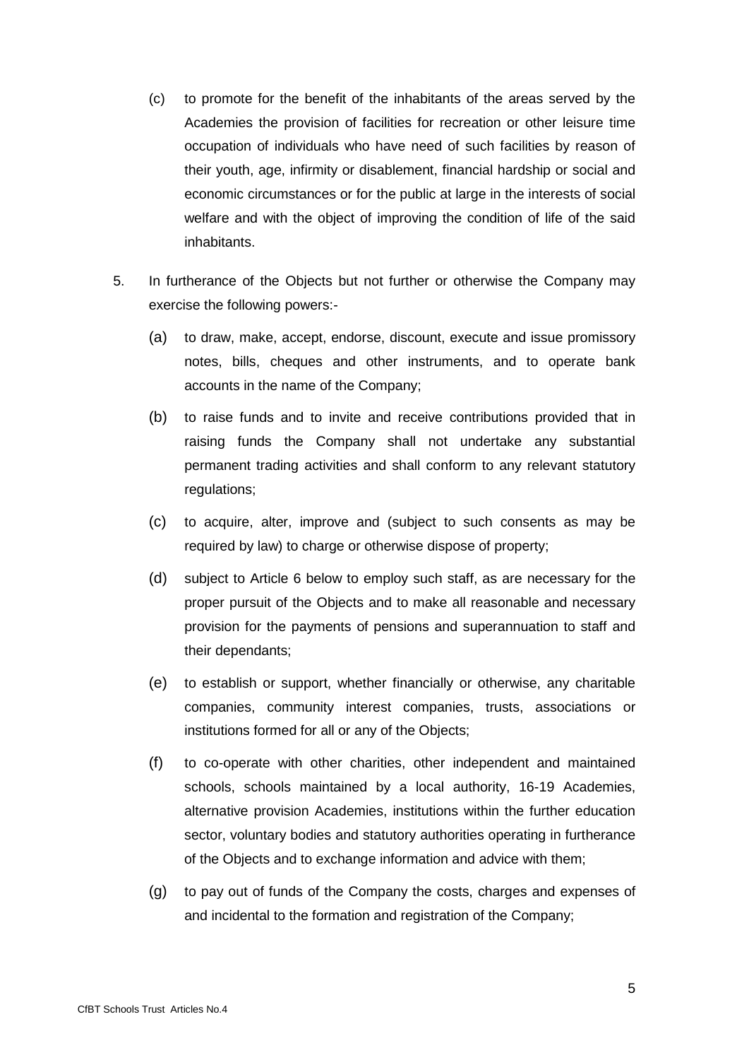(c) to promote for the benefit of the inhabitants of the areas served by the Academies the provision of facilities for recreation or other leisure time occupation of individuals who have need of such facilities by reason of their youth, age, infirmity or disablement, financial hardship or social and economic circumstances or for the public at large in the interests of social welfare and with the object of improving the condition of life of the said inhabitants.

5. In furtherance of the Objects but not further or otherwise the Company may exercise the following powers:-

   (a) to draw, make, accept, endorse, discount, execute and issue promissory notes, bills, cheques and other instruments, and to operate bank accounts in the name of the Company;

   (b) to raise funds and to invite and receive contributions provided that in raising funds the Company shall not undertake any substantial permanent trading activities and shall conform to any relevant statutory regulations;

   (c) to acquire, alter, improve and (subject to such consents as may be required by law) to charge or otherwise dispose of property;

   (d) subject to Article 6 below to employ such staff, as are necessary for the proper pursuit of the Objects and to make all reasonable and necessary provision for the payments of pensions and superannuation to staff and their dependants;

   (e) to establish or support, whether financially or otherwise, any charitable companies, community interest companies, trusts, associations or institutions formed for all or any of the Objects;

   (f) to co-operate with other charities, other independent and maintained schools, schools maintained by a local authority, 16-19 Academies, alternative provision Academies, institutions within the further education sector, voluntary bodies and statutory authorities operating in furtherance of the Objects and to exchange information and advice with them;

   (g) to pay out of funds of the Company the costs, charges and expenses of and incidental to the formation and registration of the Company;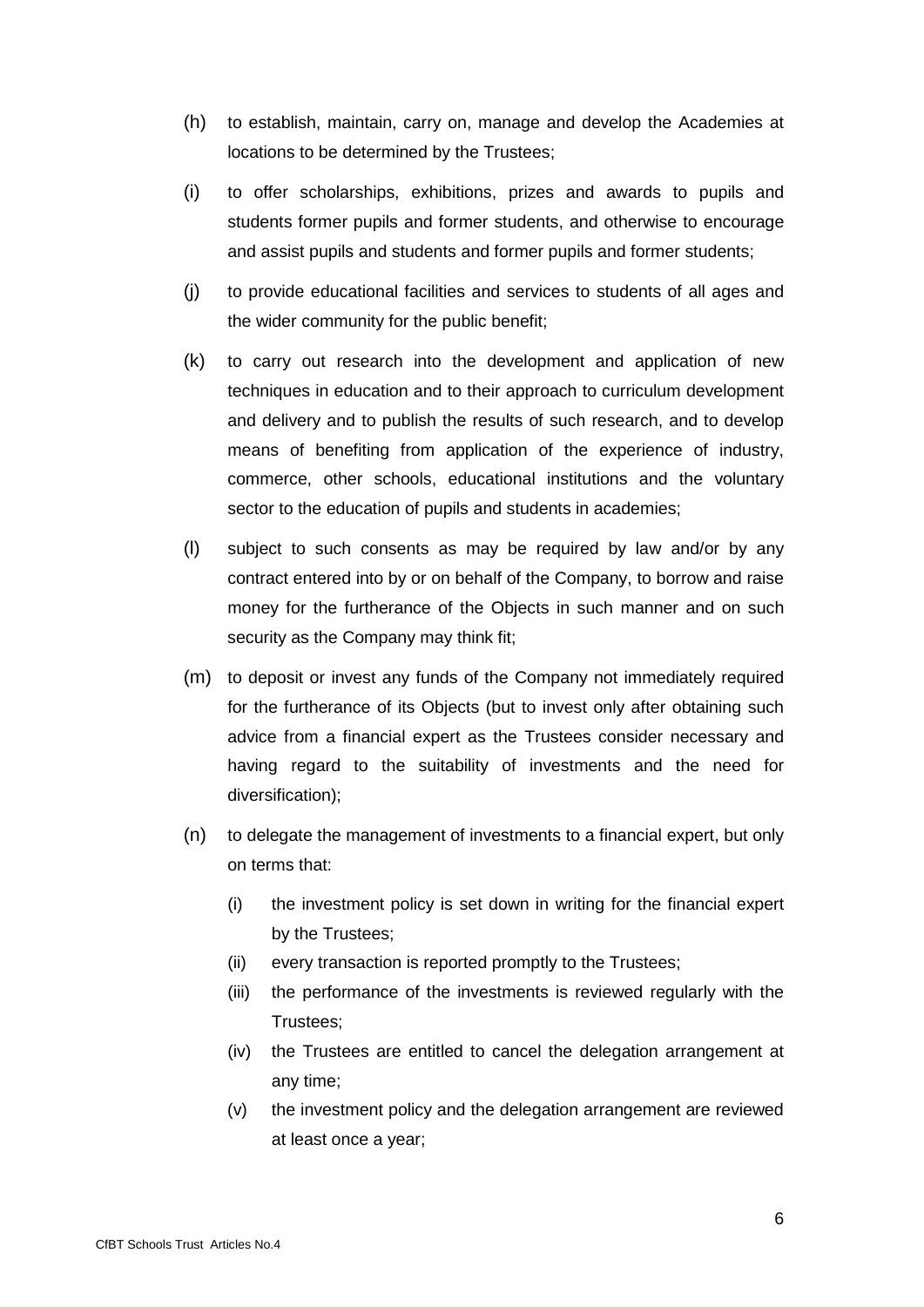(h) to establish, maintain, carry on, manage and develop the Academies at locations to be determined by the Trustees;

(i) to offer scholarships, exhibitions, prizes and awards to pupils and students former pupils and former students, and otherwise to encourage and assist pupils and students and former pupils and former students;

(j) to provide educational facilities and services to students of all ages and the wider community for the public benefit;

(k) to carry out research into the development and application of new techniques in education and to their approach to curriculum development and delivery and to publish the results of such research, and to develop means of benefiting from application of the experience of industry, commerce, other schools, educational institutions and the voluntary sector to the education of pupils and students in academies;

(l) subject to such consents as may be required by law and/or by any contract entered into by or on behalf of the Company, to borrow and raise money for the furtherance of the Objects in such manner and on such security as the Company may think fit;

(m) to deposit or invest any funds of the Company not immediately required for the furtherance of its Objects (but to invest only after obtaining such advice from a financial expert as the Trustees consider necessary and having regard to the suitability of investments and the need for diversification);

(n) to delegate the management of investments to a financial expert, but only on terms that:

    (i) the investment policy is set down in writing for the financial expert by the Trustees;

    (ii) every transaction is reported promptly to the Trustees;

    (iii) the performance of the investments is reviewed regularly with the Trustees;

    (iv) the Trustees are entitled to cancel the delegation arrangement at any time;

    (v) the investment policy and the delegation arrangement are reviewed at least once a year;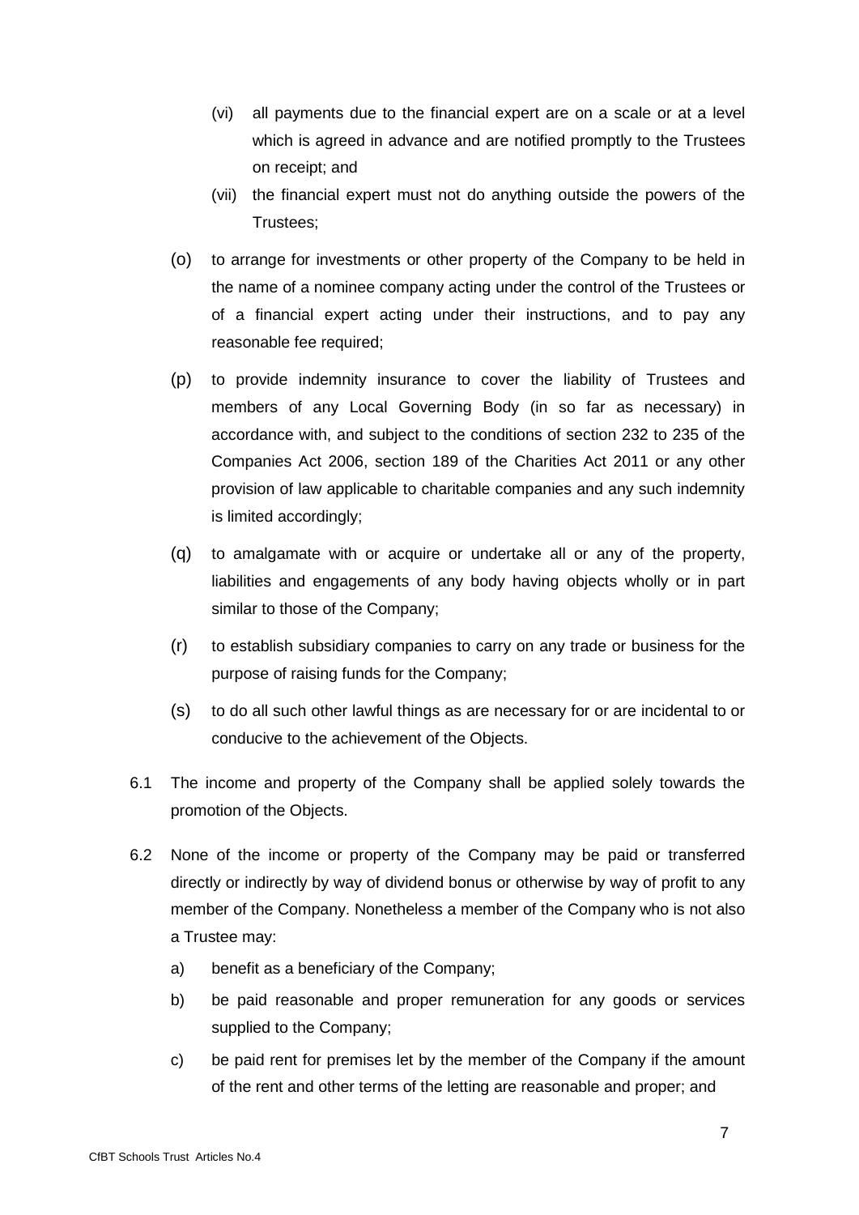(vi) all payments due to the financial expert are on a scale or at a level which is agreed in advance and are notified promptly to the Trustees on receipt; and

(vii) the financial expert must not do anything outside the powers of the Trustees;

(o) to arrange for investments or other property of the Company to be held in the name of a nominee company acting under the control of the Trustees or of a financial expert acting under their instructions, and to pay any reasonable fee required;

(p) to provide indemnity insurance to cover the liability of Trustees and members of any Local Governing Body (in so far as necessary) in accordance with, and subject to the conditions of section 232 to 235 of the Companies Act 2006, section 189 of the Charities Act 2011 or any other provision of law applicable to charitable companies and any such indemnity is limited accordingly;

(q) to amalgamate with or acquire or undertake all or any of the property, liabilities and engagements of any body having objects wholly or in part similar to those of the Company;

(r) to establish subsidiary companies to carry on any trade or business for the purpose of raising funds for the Company;

(s) to do all such other lawful things as are necessary for or are incidental to or conducive to the achievement of the Objects.

6.1 The income and property of the Company shall be applied solely towards the promotion of the Objects.

6.2 None of the income or property of the Company may be paid or transferred directly or indirectly by way of dividend bonus or otherwise by way of profit to any member of the Company. Nonetheless a member of the Company who is not also a Trustee may:

a) benefit as a beneficiary of the Company;

b) be paid reasonable and proper remuneration for any goods or services supplied to the Company;

c) be paid rent for premises let by the member of the Company if the amount of the rent and other terms of the letting are reasonable and proper; and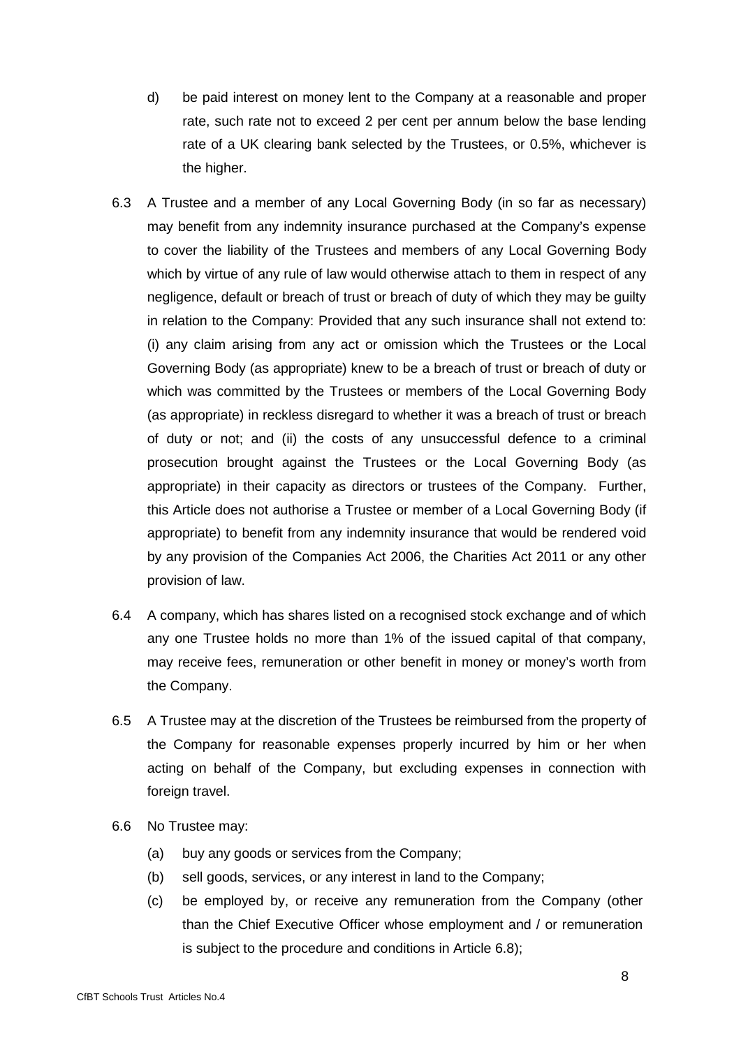d) be paid interest on money lent to the Company at a reasonable and proper rate, such rate not to exceed 2 per cent per annum below the base lending rate of a UK clearing bank selected by the Trustees, or 0.5%, whichever is the higher.

6.3 A Trustee and a member of any Local Governing Body (in so far as necessary) may benefit from any indemnity insurance purchased at the Company's expense to cover the liability of the Trustees and members of any Local Governing Body which by virtue of any rule of law would otherwise attach to them in respect of any negligence, default or breach of trust or breach of duty of which they may be guilty in relation to the Company: Provided that any such insurance shall not extend to: (i) any claim arising from any act or omission which the Trustees or the Local Governing Body (as appropriate) knew to be a breach of trust or breach of duty or which was committed by the Trustees or members of the Local Governing Body (as appropriate) in reckless disregard to whether it was a breach of trust or breach of duty or not; and (ii) the costs of any unsuccessful defence to a criminal prosecution brought against the Trustees or the Local Governing Body (as appropriate) in their capacity as directors or trustees of the Company. Further, this Article does not authorise a Trustee or member of a Local Governing Body (if appropriate) to benefit from any indemnity insurance that would be rendered void by any provision of the Companies Act 2006, the Charities Act 2011 or any other provision of law.

6.4 A company, which has shares listed on a recognised stock exchange and of which any one Trustee holds no more than 1% of the issued capital of that company, may receive fees, remuneration or other benefit in money or money's worth from the Company.

6.5 A Trustee may at the discretion of the Trustees be reimbursed from the property of the Company for reasonable expenses properly incurred by him or her when acting on behalf of the Company, but excluding expenses in connection with foreign travel.

6.6 No Trustee may:

(a) buy any goods or services from the Company;

(b) sell goods, services, or any interest in land to the Company;

(c) be employed by, or receive any remuneration from the Company (other than the Chief Executive Officer whose employment and / or remuneration is subject to the procedure and conditions in Article 6.8);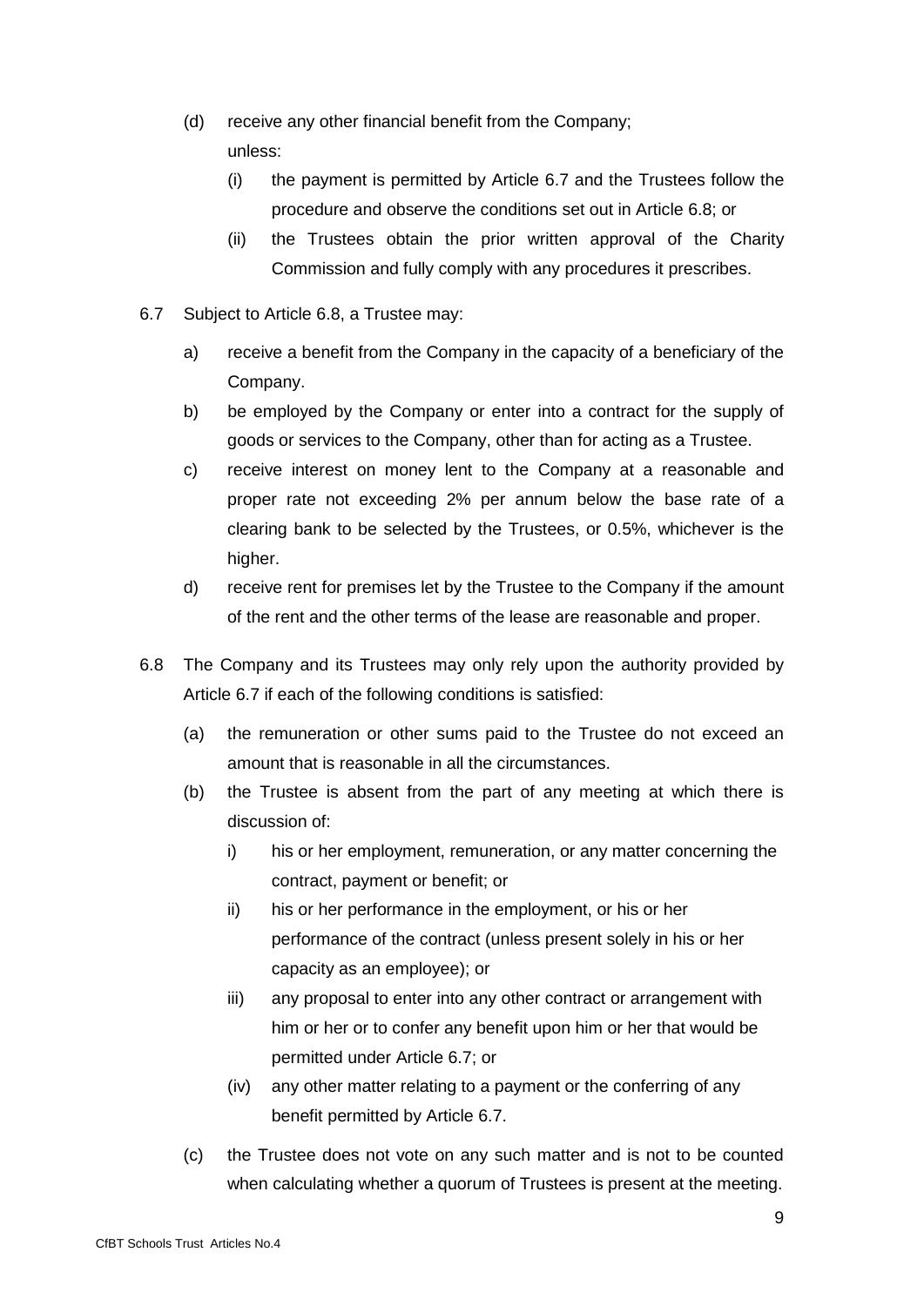(d) receive any other financial benefit from the Company;

unless:

(i) the payment is permitted by Article 6.7 and the Trustees follow the procedure and observe the conditions set out in Article 6.8; or

(ii) the Trustees obtain the prior written approval of the Charity Commission and fully comply with any procedures it prescribes.

6.7 Subject to Article 6.8, a Trustee may:

a) receive a benefit from the Company in the capacity of a beneficiary of the Company.

b) be employed by the Company or enter into a contract for the supply of goods or services to the Company, other than for acting as a Trustee.

c) receive interest on money lent to the Company at a reasonable and proper rate not exceeding 2% per annum below the base rate of a clearing bank to be selected by the Trustees, or 0.5%, whichever is the higher.

d) receive rent for premises let by the Trustee to the Company if the amount of the rent and the other terms of the lease are reasonable and proper.

6.8 The Company and its Trustees may only rely upon the authority provided by Article 6.7 if each of the following conditions is satisfied:

(a) the remuneration or other sums paid to the Trustee do not exceed an amount that is reasonable in all the circumstances.

(b) the Trustee is absent from the part of any meeting at which there is discussion of:

i) his or her employment, remuneration, or any matter concerning the contract, payment or benefit; or

ii) his or her performance in the employment, or his or her performance of the contract (unless present solely in his or her capacity as an employee); or

iii) any proposal to enter into any other contract or arrangement with him or her or to confer any benefit upon him or her that would be permitted under Article 6.7; or

(iv) any other matter relating to a payment or the conferring of any benefit permitted by Article 6.7.

(c) the Trustee does not vote on any such matter and is not to be counted when calculating whether a quorum of Trustees is present at the meeting.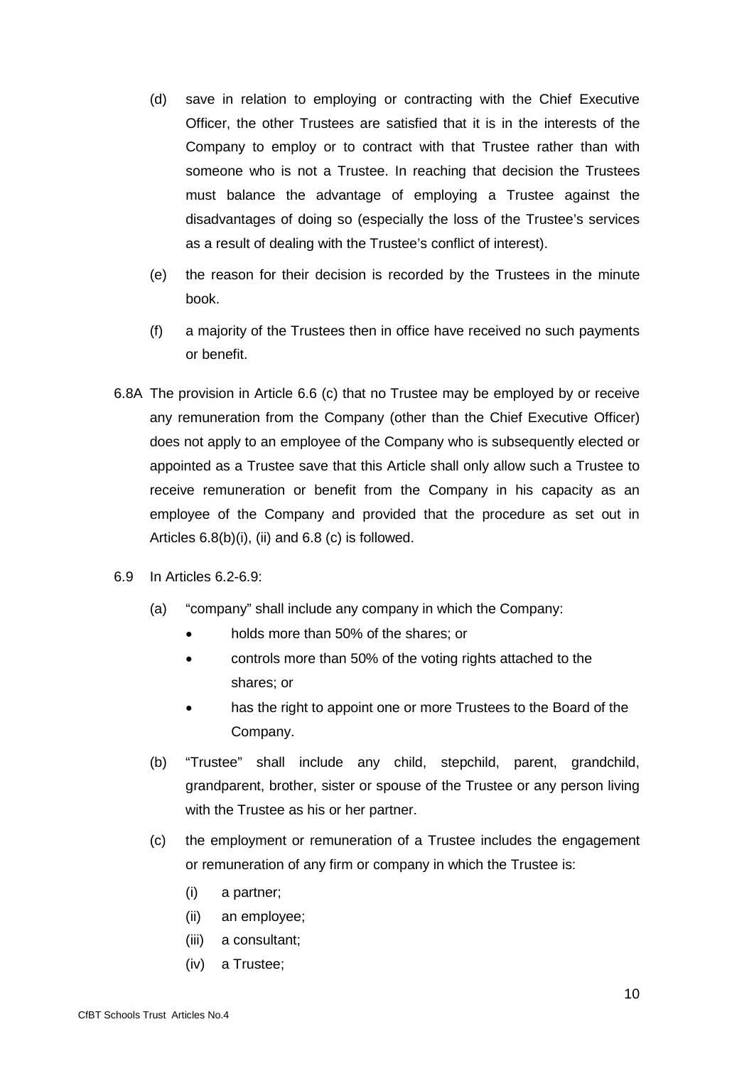(d) save in relation to employing or contracting with the Chief Executive Officer, the other Trustees are satisfied that it is in the interests of the Company to employ or to contract with that Trustee rather than with someone who is not a Trustee. In reaching that decision the Trustees must balance the advantage of employing a Trustee against the disadvantages of doing so (especially the loss of the Trustee's services as a result of dealing with the Trustee's conflict of interest).

(e) the reason for their decision is recorded by the Trustees in the minute book.

(f) a majority of the Trustees then in office have received no such payments or benefit.

6.8A The provision in Article 6.6 (c) that no Trustee may be employed by or receive any remuneration from the Company (other than the Chief Executive Officer) does not apply to an employee of the Company who is subsequently elected or appointed as a Trustee save that this Article shall only allow such a Trustee to receive remuneration or benefit from the Company in his capacity as an employee of the Company and provided that the procedure as set out in Articles 6.8(b)(i), (ii) and 6.8 (c) is followed.

6.9 In Articles 6.2-6.9:

(a) "company" shall include any company in which the Company:

- holds more than 50% of the shares; or
- controls more than 50% of the voting rights attached to the shares; or
- has the right to appoint one or more Trustees to the Board of the Company.

(b) "Trustee" shall include any child, stepchild, parent, grandchild, grandparent, brother, sister or spouse of the Trustee or any person living with the Trustee as his or her partner.

(c) the employment or remuneration of a Trustee includes the engagement or remuneration of any firm or company in which the Trustee is:

(i) a partner;

(ii) an employee;

(iii) a consultant;

(iv) a Trustee;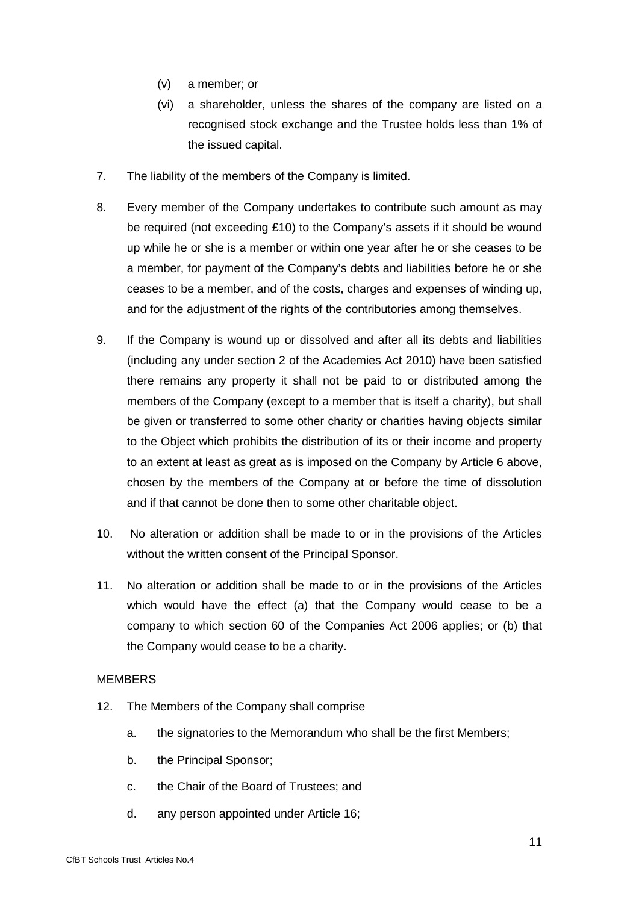(v) a member; or

(vi) a shareholder, unless the shares of the company are listed on a recognised stock exchange and the Trustee holds less than 1% of the issued capital.

7. The liability of the members of the Company is limited.

8. Every member of the Company undertakes to contribute such amount as may be required (not exceeding £10) to the Company's assets if it should be wound up while he or she is a member or within one year after he or she ceases to be a member, for payment of the Company's debts and liabilities before he or she ceases to be a member, and of the costs, charges and expenses of winding up, and for the adjustment of the rights of the contributories among themselves.

9. If the Company is wound up or dissolved and after all its debts and liabilities (including any under section 2 of the Academies Act 2010) have been satisfied there remains any property it shall not be paid to or distributed among the members of the Company (except to a member that is itself a charity), but shall be given or transferred to some other charity or charities having objects similar to the Object which prohibits the distribution of its or their income and property to an extent at least as great as is imposed on the Company by Article 6 above, chosen by the members of the Company at or before the time of dissolution and if that cannot be done then to some other charitable object.

10. No alteration or addition shall be made to or in the provisions of the Articles without the written consent of the Principal Sponsor.

11. No alteration or addition shall be made to or in the provisions of the Articles which would have the effect (a) that the Company would cease to be a company to which section 60 of the Companies Act 2006 applies; or (b) that the Company would cease to be a charity.

MEMBERS

12. The Members of the Company shall comprise

a. the signatories to the Memorandum who shall be the first Members;

b. the Principal Sponsor;

c. the Chair of the Board of Trustees; and

d. any person appointed under Article 16;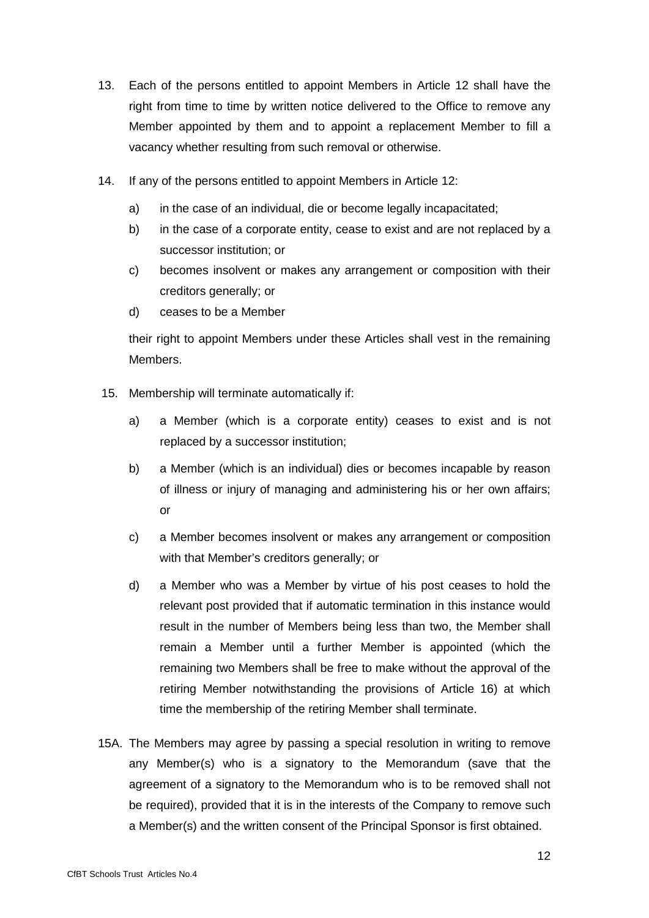13. Each of the persons entitled to appoint Members in Article 12 shall have the right from time to time by written notice delivered to the Office to remove any Member appointed by them and to appoint a replacement Member to fill a vacancy whether resulting from such removal or otherwise.

14. If any of the persons entitled to appoint Members in Article 12:

    a) in the case of an individual, die or become legally incapacitated;

    b) in the case of a corporate entity, cease to exist and are not replaced by a successor institution; or

    c) becomes insolvent or makes any arrangement or composition with their creditors generally; or

    d) ceases to be a Member

    their right to appoint Members under these Articles shall vest in the remaining Members.

15. Membership will terminate automatically if:

    a) a Member (which is a corporate entity) ceases to exist and is not replaced by a successor institution;

    b) a Member (which is an individual) dies or becomes incapable by reason of illness or injury of managing and administering his or her own affairs; or

    c) a Member becomes insolvent or makes any arrangement or composition with that Member's creditors generally; or

    d) a Member who was a Member by virtue of his post ceases to hold the relevant post provided that if automatic termination in this instance would result in the number of Members being less than two, the Member shall remain a Member until a further Member is appointed (which the remaining two Members shall be free to make without the approval of the retiring Member notwithstanding the provisions of Article 16) at which time the membership of the retiring Member shall terminate.

15A. The Members may agree by passing a special resolution in writing to remove any Member(s) who is a signatory to the Memorandum (save that the agreement of a signatory to the Memorandum who is to be removed shall not be required), provided that it is in the interests of the Company to remove such a Member(s) and the written consent of the Principal Sponsor is first obtained.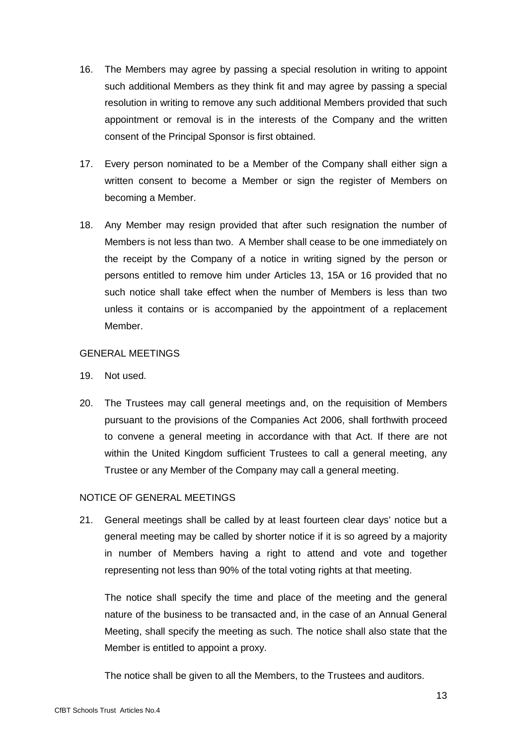16. The Members may agree by passing a special resolution in writing to appoint such additional Members as they think fit and may agree by passing a special resolution in writing to remove any such additional Members provided that such appointment or removal is in the interests of the Company and the written consent of the Principal Sponsor is first obtained.

17. Every person nominated to be a Member of the Company shall either sign a written consent to become a Member or sign the register of Members on becoming a Member.

18. Any Member may resign provided that after such resignation the number of Members is not less than two. A Member shall cease to be one immediately on the receipt by the Company of a notice in writing signed by the person or persons entitled to remove him under Articles 13, 15A or 16 provided that no such notice shall take effect when the number of Members is less than two unless it contains or is accompanied by the appointment of a replacement Member.

GENERAL MEETINGS

19. Not used.

20. The Trustees may call general meetings and, on the requisition of Members pursuant to the provisions of the Companies Act 2006, shall forthwith proceed to convene a general meeting in accordance with that Act. If there are not within the United Kingdom sufficient Trustees to call a general meeting, any Trustee or any Member of the Company may call a general meeting.

NOTICE OF GENERAL MEETINGS

21. General meetings shall be called by at least fourteen clear days' notice but a general meeting may be called by shorter notice if it is so agreed by a majority in number of Members having a right to attend and vote and together representing not less than 90% of the total voting rights at that meeting.

    The notice shall specify the time and place of the meeting and the general nature of the business to be transacted and, in the case of an Annual General Meeting, shall specify the meeting as such. The notice shall also state that the Member is entitled to appoint a proxy.

    The notice shall be given to all the Members, to the Trustees and auditors.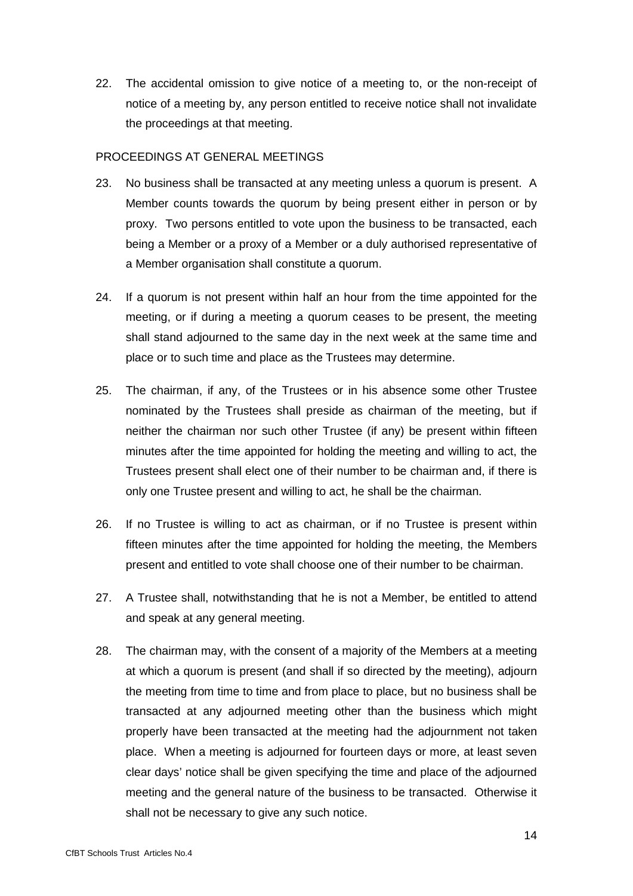22. The accidental omission to give notice of a meeting to, or the non-receipt of notice of a meeting by, any person entitled to receive notice shall not invalidate the proceedings at that meeting.

PROCEEDINGS AT GENERAL MEETINGS

23. No business shall be transacted at any meeting unless a quorum is present. A Member counts towards the quorum by being present either in person or by proxy. Two persons entitled to vote upon the business to be transacted, each being a Member or a proxy of a Member or a duly authorised representative of a Member organisation shall constitute a quorum.

24. If a quorum is not present within half an hour from the time appointed for the meeting, or if during a meeting a quorum ceases to be present, the meeting shall stand adjourned to the same day in the next week at the same time and place or to such time and place as the Trustees may determine.

25. The chairman, if any, of the Trustees or in his absence some other Trustee nominated by the Trustees shall preside as chairman of the meeting, but if neither the chairman nor such other Trustee (if any) be present within fifteen minutes after the time appointed for holding the meeting and willing to act, the Trustees present shall elect one of their number to be chairman and, if there is only one Trustee present and willing to act, he shall be the chairman.

26. If no Trustee is willing to act as chairman, or if no Trustee is present within fifteen minutes after the time appointed for holding the meeting, the Members present and entitled to vote shall choose one of their number to be chairman.

27. A Trustee shall, notwithstanding that he is not a Member, be entitled to attend and speak at any general meeting.

28. The chairman may, with the consent of a majority of the Members at a meeting at which a quorum is present (and shall if so directed by the meeting), adjourn the meeting from time to time and from place to place, but no business shall be transacted at any adjourned meeting other than the business which might properly have been transacted at the meeting had the adjournment not taken place. When a meeting is adjourned for fourteen days or more, at least seven clear days' notice shall be given specifying the time and place of the adjourned meeting and the general nature of the business to be transacted. Otherwise it shall not be necessary to give any such notice.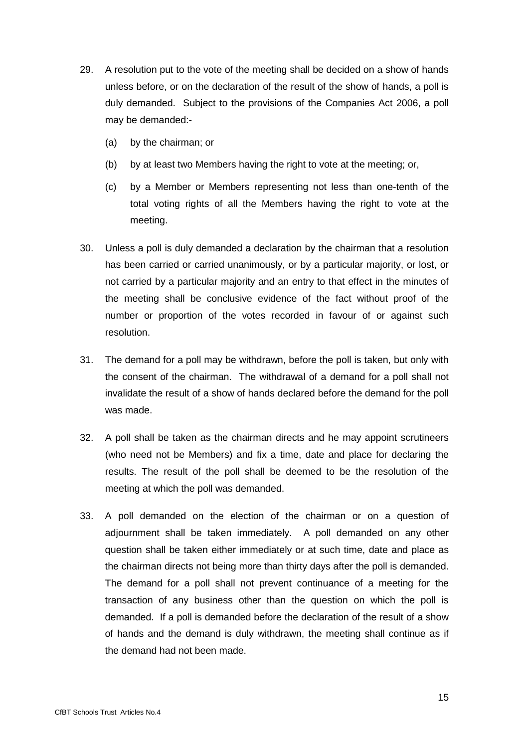29. A resolution put to the vote of the meeting shall be decided on a show of hands unless before, or on the declaration of the result of the show of hands, a poll is duly demanded. Subject to the provisions of the Companies Act 2006, a poll may be demanded:-

    (a) by the chairman; or

    (b) by at least two Members having the right to vote at the meeting; or,

    (c) by a Member or Members representing not less than one-tenth of the total voting rights of all the Members having the right to vote at the meeting.

30. Unless a poll is duly demanded a declaration by the chairman that a resolution has been carried or carried unanimously, or by a particular majority, or lost, or not carried by a particular majority and an entry to that effect in the minutes of the meeting shall be conclusive evidence of the fact without proof of the number or proportion of the votes recorded in favour of or against such resolution.

31. The demand for a poll may be withdrawn, before the poll is taken, but only with the consent of the chairman. The withdrawal of a demand for a poll shall not invalidate the result of a show of hands declared before the demand for the poll was made.

32. A poll shall be taken as the chairman directs and he may appoint scrutineers (who need not be Members) and fix a time, date and place for declaring the results. The result of the poll shall be deemed to be the resolution of the meeting at which the poll was demanded.

33. A poll demanded on the election of the chairman or on a question of adjournment shall be taken immediately. A poll demanded on any other question shall be taken either immediately or at such time, date and place as the chairman directs not being more than thirty days after the poll is demanded. The demand for a poll shall not prevent continuance of a meeting for the transaction of any business other than the question on which the poll is demanded. If a poll is demanded before the declaration of the result of a show of hands and the demand is duly withdrawn, the meeting shall continue as if the demand had not been made.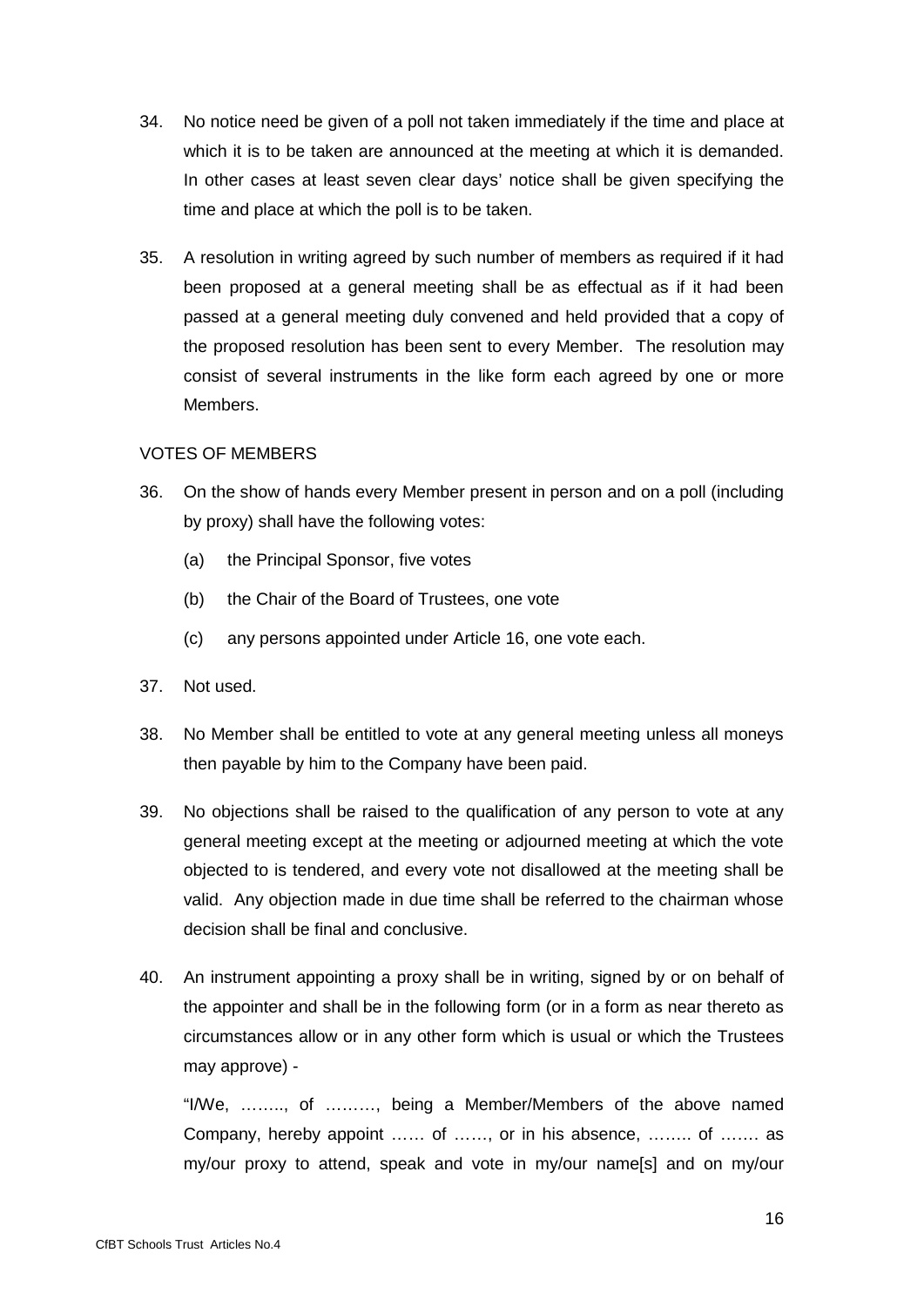34. No notice need be given of a poll not taken immediately if the time and place at which it is to be taken are announced at the meeting at which it is demanded. In other cases at least seven clear days' notice shall be given specifying the time and place at which the poll is to be taken.

35. A resolution in writing agreed by such number of members as required if it had been proposed at a general meeting shall be as effectual as if it had been passed at a general meeting duly convened and held provided that a copy of the proposed resolution has been sent to every Member. The resolution may consist of several instruments in the like form each agreed by one or more Members.

VOTES OF MEMBERS

36. On the show of hands every Member present in person and on a poll (including by proxy) shall have the following votes:

    (a) the Principal Sponsor, five votes

    (b) the Chair of the Board of Trustees, one vote

    (c) any persons appointed under Article 16, one vote each.

37. Not used.

38. No Member shall be entitled to vote at any general meeting unless all moneys then payable by him to the Company have been paid.

39. No objections shall be raised to the qualification of any person to vote at any general meeting except at the meeting or adjourned meeting at which the vote objected to is tendered, and every vote not disallowed at the meeting shall be valid. Any objection made in due time shall be referred to the chairman whose decision shall be final and conclusive.

40. An instrument appointing a proxy shall be in writing, signed by or on behalf of the appointer and shall be in the following form (or in a form as near thereto as circumstances allow or in any other form which is usual or which the Trustees may approve) -

    "I/We, …….., of ………, being a Member/Members of the above named Company, hereby appoint …… of ……, or in his absence, …….. of ……. as my/our proxy to attend, speak and vote in my/our name[s] and on my/our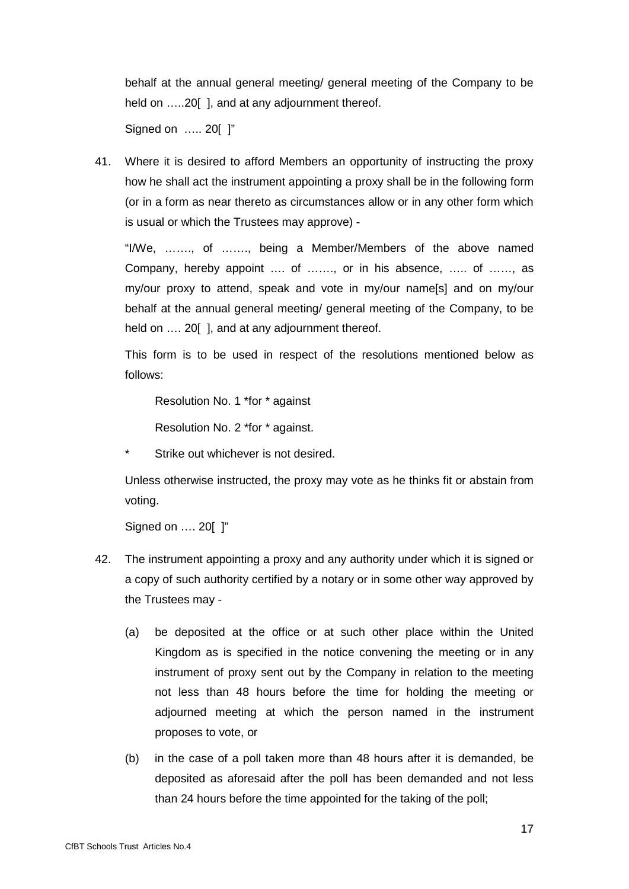behalf at the annual general meeting/ general meeting of the Company to be held on …..20[ ], and at any adjournment thereof.

Signed on ….. 20[ ]"

41. Where it is desired to afford Members an opportunity of instructing the proxy how he shall act the instrument appointing a proxy shall be in the following form (or in a form as near thereto as circumstances allow or in any other form which is usual or which the Trustees may approve) -

   "I/We, ……., of ……., being a Member/Members of the above named Company, hereby appoint …. of ……., or in his absence, ….. of ……, as my/our proxy to attend, speak and vote in my/our name[s] and on my/our behalf at the annual general meeting/ general meeting of the Company, to be held on …. 20[ ], and at any adjournment thereof.

   This form is to be used in respect of the resolutions mentioned below as follows:

   Resolution No. 1 *for * against

   Resolution No. 2 *for * against.

   \* Strike out whichever is not desired.

   Unless otherwise instructed, the proxy may vote as he thinks fit or abstain from voting.

   Signed on …. 20[ ]"

42. The instrument appointing a proxy and any authority under which it is signed or a copy of such authority certified by a notary or in some other way approved by the Trustees may -

   (a) be deposited at the office or at such other place within the United Kingdom as is specified in the notice convening the meeting or in any instrument of proxy sent out by the Company in relation to the meeting not less than 48 hours before the time for holding the meeting or adjourned meeting at which the person named in the instrument proposes to vote, or

   (b) in the case of a poll taken more than 48 hours after it is demanded, be deposited as aforesaid after the poll has been demanded and not less than 24 hours before the time appointed for the taking of the poll;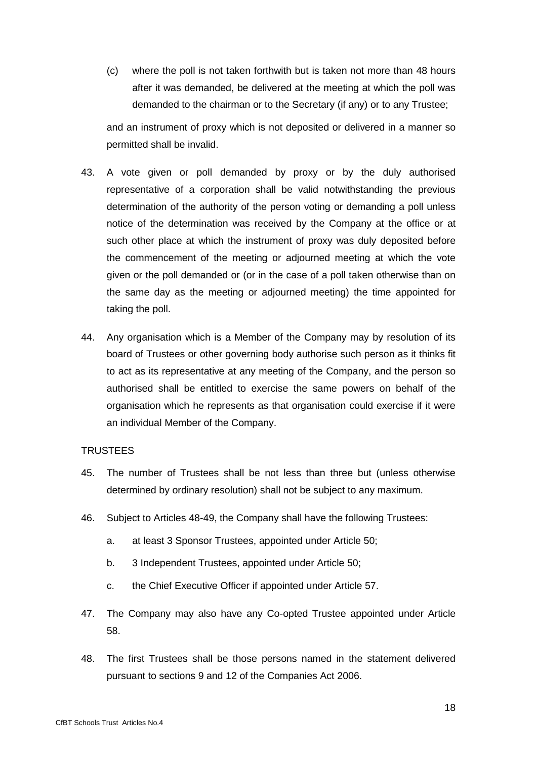(c) where the poll is not taken forthwith but is taken not more than 48 hours after it was demanded, be delivered at the meeting at which the poll was demanded to the chairman or to the Secretary (if any) or to any Trustee;

and an instrument of proxy which is not deposited or delivered in a manner so permitted shall be invalid.

43. A vote given or poll demanded by proxy or by the duly authorised representative of a corporation shall be valid notwithstanding the previous determination of the authority of the person voting or demanding a poll unless notice of the determination was received by the Company at the office or at such other place at which the instrument of proxy was duly deposited before the commencement of the meeting or adjourned meeting at which the vote given or the poll demanded or (or in the case of a poll taken otherwise than on the same day as the meeting or adjourned meeting) the time appointed for taking the poll.

44. Any organisation which is a Member of the Company may by resolution of its board of Trustees or other governing body authorise such person as it thinks fit to act as its representative at any meeting of the Company, and the person so authorised shall be entitled to exercise the same powers on behalf of the organisation which he represents as that organisation could exercise if it were an individual Member of the Company.

TRUSTEES

45. The number of Trustees shall be not less than three but (unless otherwise determined by ordinary resolution) shall not be subject to any maximum.

46. Subject to Articles 48-49, the Company shall have the following Trustees:

    a. at least 3 Sponsor Trustees, appointed under Article 50;

    b. 3 Independent Trustees, appointed under Article 50;

    c. the Chief Executive Officer if appointed under Article 57.

47. The Company may also have any Co-opted Trustee appointed under Article 58.

48. The first Trustees shall be those persons named in the statement delivered pursuant to sections 9 and 12 of the Companies Act 2006.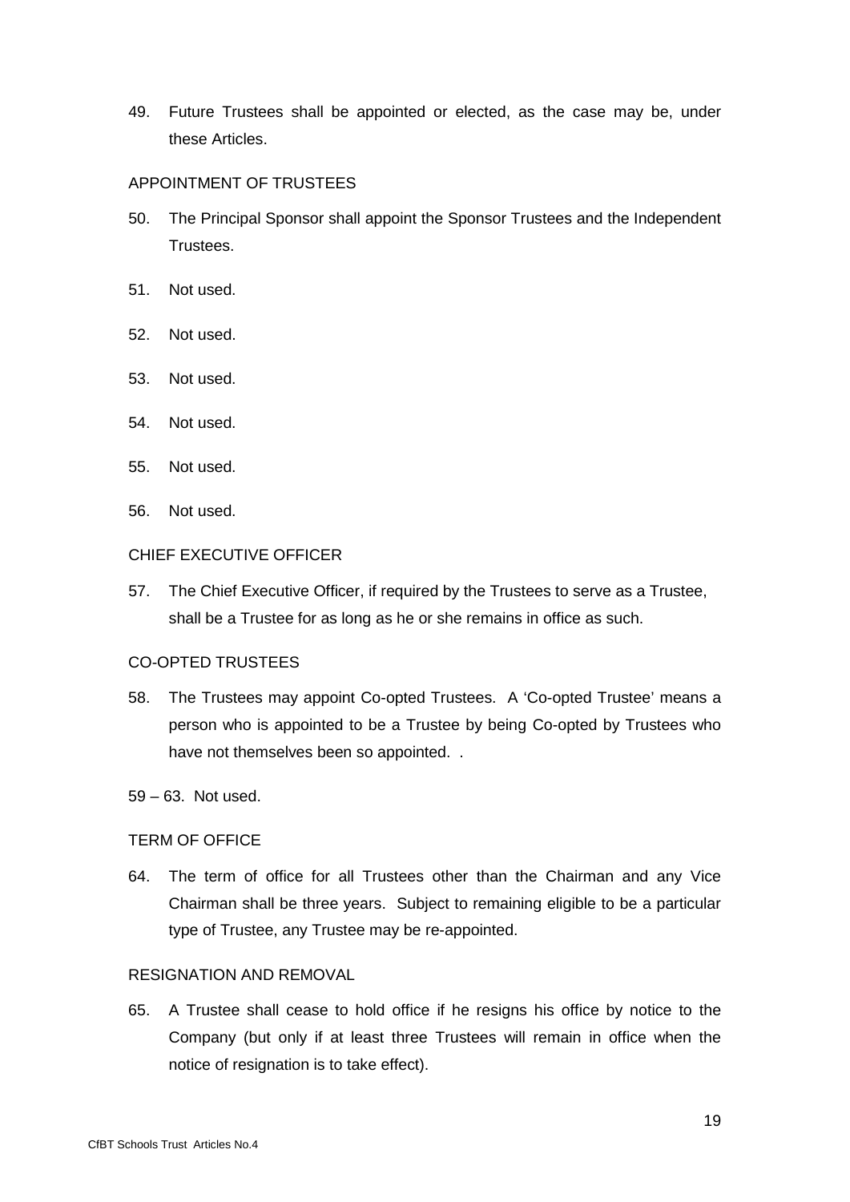49. Future Trustees shall be appointed or elected, as the case may be, under these Articles.

APPOINTMENT OF TRUSTEES

50. The Principal Sponsor shall appoint the Sponsor Trustees and the Independent Trustees.

51. Not used.

52. Not used.

53. Not used.

54. Not used.

55. Not used.

56. Not used.

CHIEF EXECUTIVE OFFICER

57. The Chief Executive Officer, if required by the Trustees to serve as a Trustee, shall be a Trustee for as long as he or she remains in office as such.

CO-OPTED TRUSTEES

58. The Trustees may appoint Co-opted Trustees. A 'Co-opted Trustee' means a person who is appointed to be a Trustee by being Co-opted by Trustees who have not themselves been so appointed. .

59 – 63. Not used.

TERM OF OFFICE

64. The term of office for all Trustees other than the Chairman and any Vice Chairman shall be three years. Subject to remaining eligible to be a particular type of Trustee, any Trustee may be re-appointed.

RESIGNATION AND REMOVAL

65. A Trustee shall cease to hold office if he resigns his office by notice to the Company (but only if at least three Trustees will remain in office when the notice of resignation is to take effect).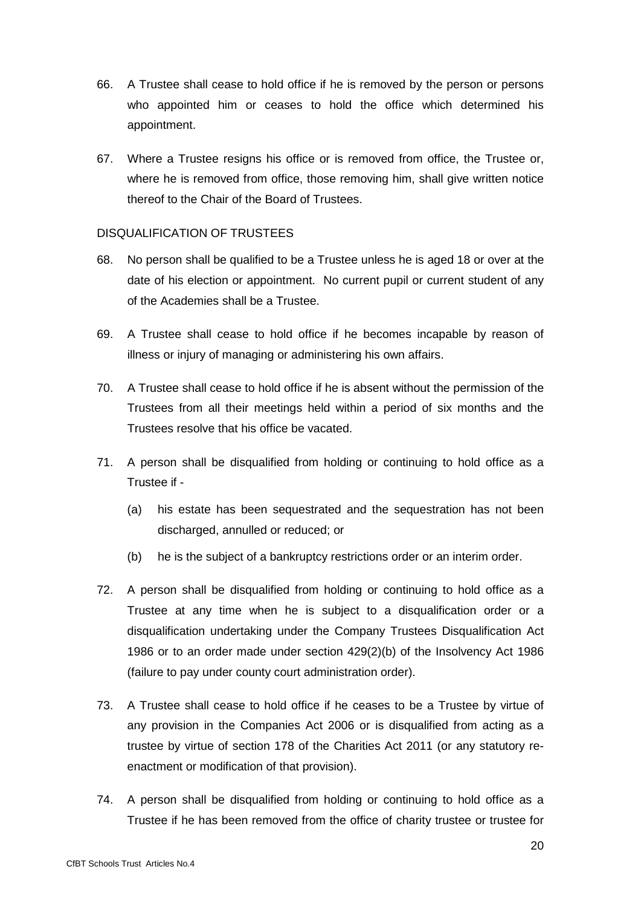66. A Trustee shall cease to hold office if he is removed by the person or persons who appointed him or ceases to hold the office which determined his appointment.

67. Where a Trustee resigns his office or is removed from office, the Trustee or, where he is removed from office, those removing him, shall give written notice thereof to the Chair of the Board of Trustees.

DISQUALIFICATION OF TRUSTEES

68. No person shall be qualified to be a Trustee unless he is aged 18 or over at the date of his election or appointment. No current pupil or current student of any of the Academies shall be a Trustee.

69. A Trustee shall cease to hold office if he becomes incapable by reason of illness or injury of managing or administering his own affairs.

70. A Trustee shall cease to hold office if he is absent without the permission of the Trustees from all their meetings held within a period of six months and the Trustees resolve that his office be vacated.

71. A person shall be disqualified from holding or continuing to hold office as a Trustee if -

    (a) his estate has been sequestrated and the sequestration has not been discharged, annulled or reduced; or

    (b) he is the subject of a bankruptcy restrictions order or an interim order.

72. A person shall be disqualified from holding or continuing to hold office as a Trustee at any time when he is subject to a disqualification order or a disqualification undertaking under the Company Trustees Disqualification Act 1986 or to an order made under section 429(2)(b) of the Insolvency Act 1986 (failure to pay under county court administration order).

73. A Trustee shall cease to hold office if he ceases to be a Trustee by virtue of any provision in the Companies Act 2006 or is disqualified from acting as a trustee by virtue of section 178 of the Charities Act 2011 (or any statutory re-enactment or modification of that provision).

74. A person shall be disqualified from holding or continuing to hold office as a Trustee if he has been removed from the office of charity trustee or trustee for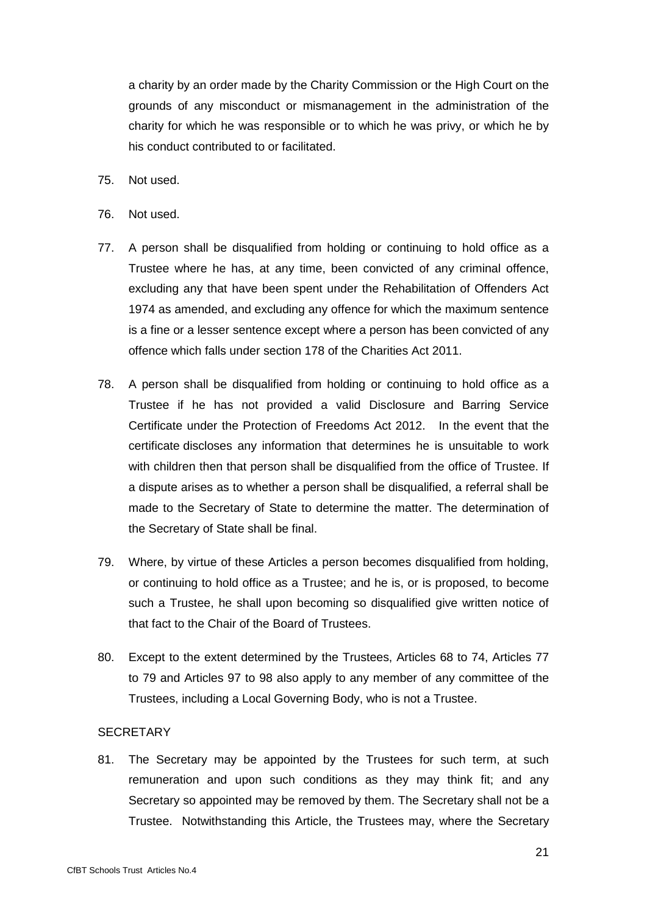a charity by an order made by the Charity Commission or the High Court on the grounds of any misconduct or mismanagement in the administration of the charity for which he was responsible or to which he was privy, or which he by his conduct contributed to or facilitated.

75. Not used.

76. Not used.

77. A person shall be disqualified from holding or continuing to hold office as a Trustee where he has, at any time, been convicted of any criminal offence, excluding any that have been spent under the Rehabilitation of Offenders Act 1974 as amended, and excluding any offence for which the maximum sentence is a fine or a lesser sentence except where a person has been convicted of any offence which falls under section 178 of the Charities Act 2011.

78. A person shall be disqualified from holding or continuing to hold office as a Trustee if he has not provided a valid Disclosure and Barring Service Certificate under the Protection of Freedoms Act 2012. In the event that the certificate discloses any information that determines he is unsuitable to work with children then that person shall be disqualified from the office of Trustee. If a dispute arises as to whether a person shall be disqualified, a referral shall be made to the Secretary of State to determine the matter. The determination of the Secretary of State shall be final.

79. Where, by virtue of these Articles a person becomes disqualified from holding, or continuing to hold office as a Trustee; and he is, or is proposed, to become such a Trustee, he shall upon becoming so disqualified give written notice of that fact to the Chair of the Board of Trustees.

80. Except to the extent determined by the Trustees, Articles 68 to 74, Articles 77 to 79 and Articles 97 to 98 also apply to any member of any committee of the Trustees, including a Local Governing Body, who is not a Trustee.

SECRETARY

81. The Secretary may be appointed by the Trustees for such term, at such remuneration and upon such conditions as they may think fit; and any Secretary so appointed may be removed by them. The Secretary shall not be a Trustee. Notwithstanding this Article, the Trustees may, where the Secretary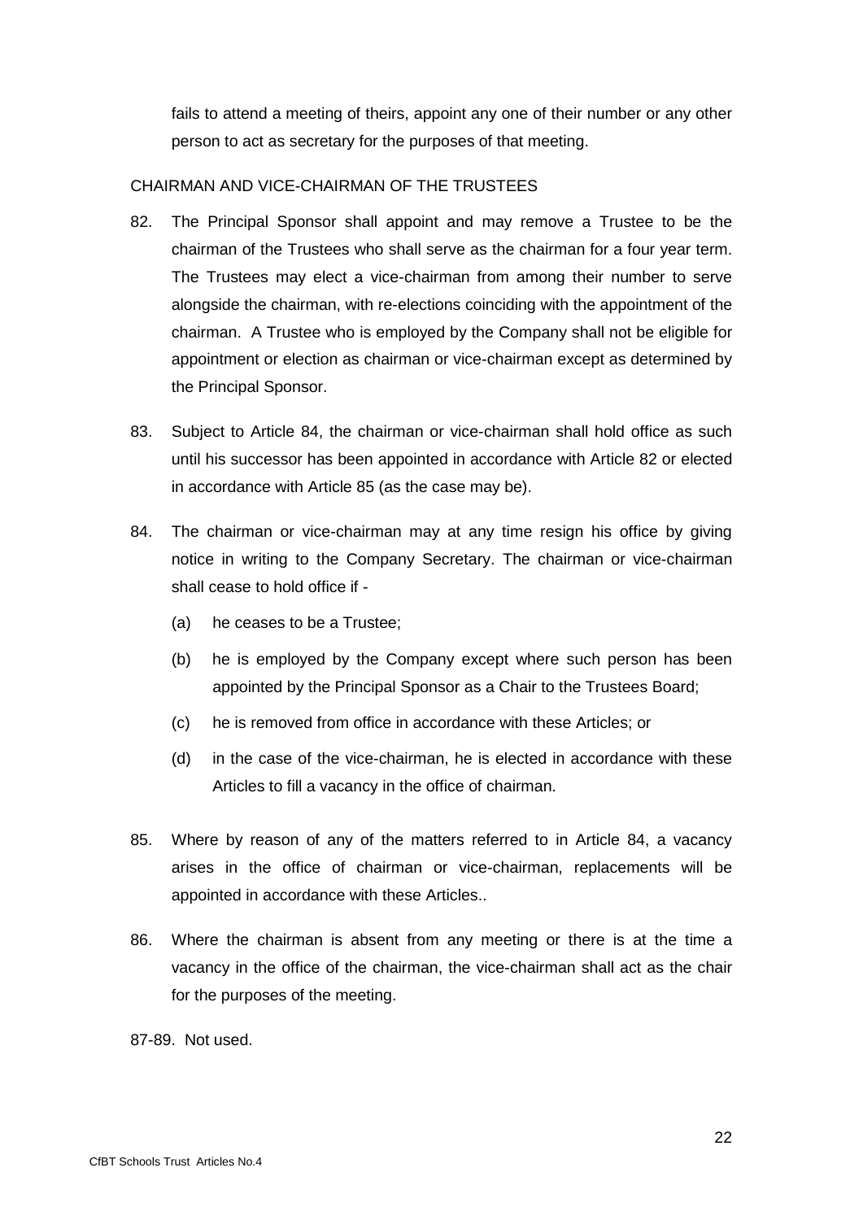fails to attend a meeting of theirs, appoint any one of their number or any other person to act as secretary for the purposes of that meeting.

CHAIRMAN AND VICE-CHAIRMAN OF THE TRUSTEES

82. The Principal Sponsor shall appoint and may remove a Trustee to be the chairman of the Trustees who shall serve as the chairman for a four year term. The Trustees may elect a vice-chairman from among their number to serve alongside the chairman, with re-elections coinciding with the appointment of the chairman. A Trustee who is employed by the Company shall not be eligible for appointment or election as chairman or vice-chairman except as determined by the Principal Sponsor.

83. Subject to Article 84, the chairman or vice-chairman shall hold office as such until his successor has been appointed in accordance with Article 82 or elected in accordance with Article 85 (as the case may be).

84. The chairman or vice-chairman may at any time resign his office by giving notice in writing to the Company Secretary. The chairman or vice-chairman shall cease to hold office if -

    (a) he ceases to be a Trustee;

    (b) he is employed by the Company except where such person has been appointed by the Principal Sponsor as a Chair to the Trustees Board;

    (c) he is removed from office in accordance with these Articles; or

    (d) in the case of the vice-chairman, he is elected in accordance with these Articles to fill a vacancy in the office of chairman.

85. Where by reason of any of the matters referred to in Article 84, a vacancy arises in the office of chairman or vice-chairman, replacements will be appointed in accordance with these Articles..

86. Where the chairman is absent from any meeting or there is at the time a vacancy in the office of the chairman, the vice-chairman shall act as the chair for the purposes of the meeting.

87-89. Not used.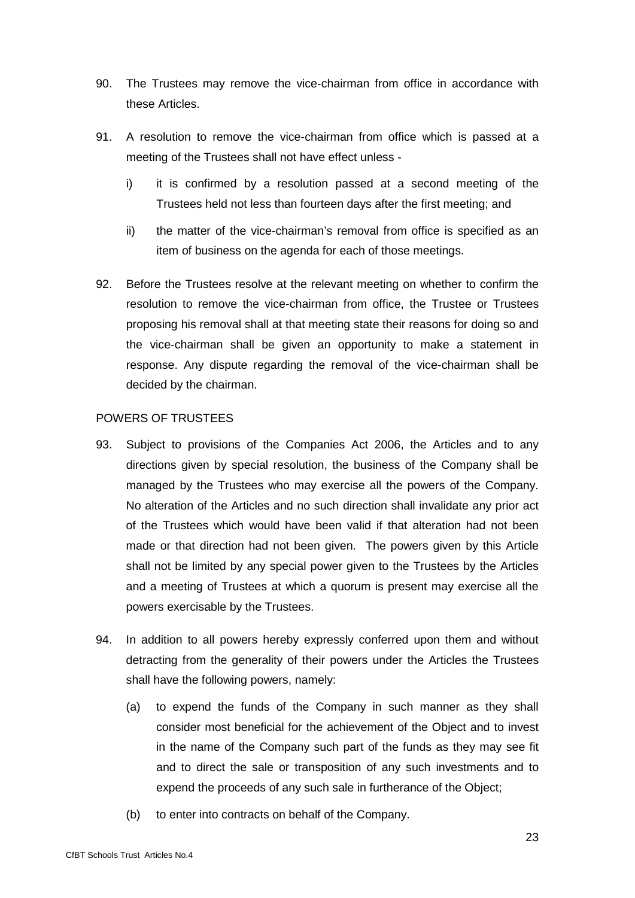90. The Trustees may remove the vice-chairman from office in accordance with these Articles.

91. A resolution to remove the vice-chairman from office which is passed at a meeting of the Trustees shall not have effect unless -

    i) it is confirmed by a resolution passed at a second meeting of the Trustees held not less than fourteen days after the first meeting; and

    ii) the matter of the vice-chairman's removal from office is specified as an item of business on the agenda for each of those meetings.

92. Before the Trustees resolve at the relevant meeting on whether to confirm the resolution to remove the vice-chairman from office, the Trustee or Trustees proposing his removal shall at that meeting state their reasons for doing so and the vice-chairman shall be given an opportunity to make a statement in response. Any dispute regarding the removal of the vice-chairman shall be decided by the chairman.

POWERS OF TRUSTEES

93. Subject to provisions of the Companies Act 2006, the Articles and to any directions given by special resolution, the business of the Company shall be managed by the Trustees who may exercise all the powers of the Company. No alteration of the Articles and no such direction shall invalidate any prior act of the Trustees which would have been valid if that alteration had not been made or that direction had not been given. The powers given by this Article shall not be limited by any special power given to the Trustees by the Articles and a meeting of Trustees at which a quorum is present may exercise all the powers exercisable by the Trustees.

94. In addition to all powers hereby expressly conferred upon them and without detracting from the generality of their powers under the Articles the Trustees shall have the following powers, namely:

    (a) to expend the funds of the Company in such manner as they shall consider most beneficial for the achievement of the Object and to invest in the name of the Company such part of the funds as they may see fit and to direct the sale or transposition of any such investments and to expend the proceeds of any such sale in furtherance of the Object;

    (b) to enter into contracts on behalf of the Company.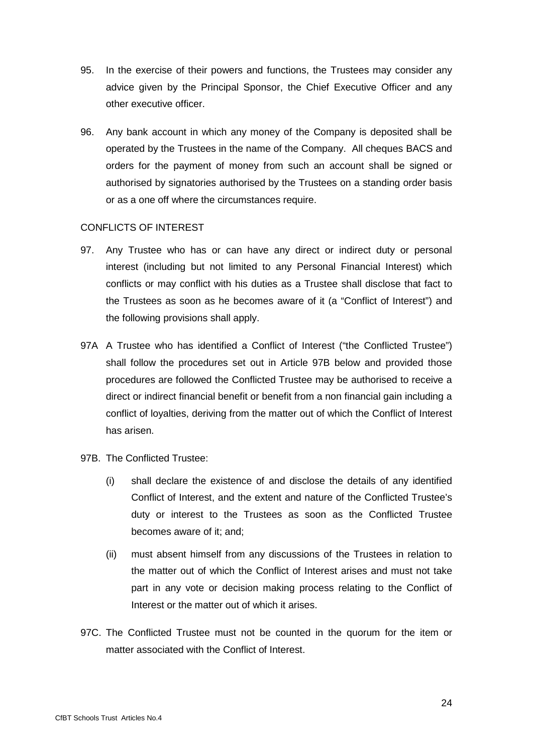95. In the exercise of their powers and functions, the Trustees may consider any advice given by the Principal Sponsor, the Chief Executive Officer and any other executive officer.

96. Any bank account in which any money of the Company is deposited shall be operated by the Trustees in the name of the Company. All cheques BACS and orders for the payment of money from such an account shall be signed or authorised by signatories authorised by the Trustees on a standing order basis or as a one off where the circumstances require.

CONFLICTS OF INTEREST

97. Any Trustee who has or can have any direct or indirect duty or personal interest (including but not limited to any Personal Financial Interest) which conflicts or may conflict with his duties as a Trustee shall disclose that fact to the Trustees as soon as he becomes aware of it (a "Conflict of Interest") and the following provisions shall apply.

97A A Trustee who has identified a Conflict of Interest ("the Conflicted Trustee") shall follow the procedures set out in Article 97B below and provided those procedures are followed the Conflicted Trustee may be authorised to receive a direct or indirect financial benefit or benefit from a non financial gain including a conflict of loyalties, deriving from the matter out of which the Conflict of Interest has arisen.

97B. The Conflicted Trustee:

(i) shall declare the existence of and disclose the details of any identified Conflict of Interest, and the extent and nature of the Conflicted Trustee's duty or interest to the Trustees as soon as the Conflicted Trustee becomes aware of it; and;

(ii) must absent himself from any discussions of the Trustees in relation to the matter out of which the Conflict of Interest arises and must not take part in any vote or decision making process relating to the Conflict of Interest or the matter out of which it arises.

97C. The Conflicted Trustee must not be counted in the quorum for the item or matter associated with the Conflict of Interest.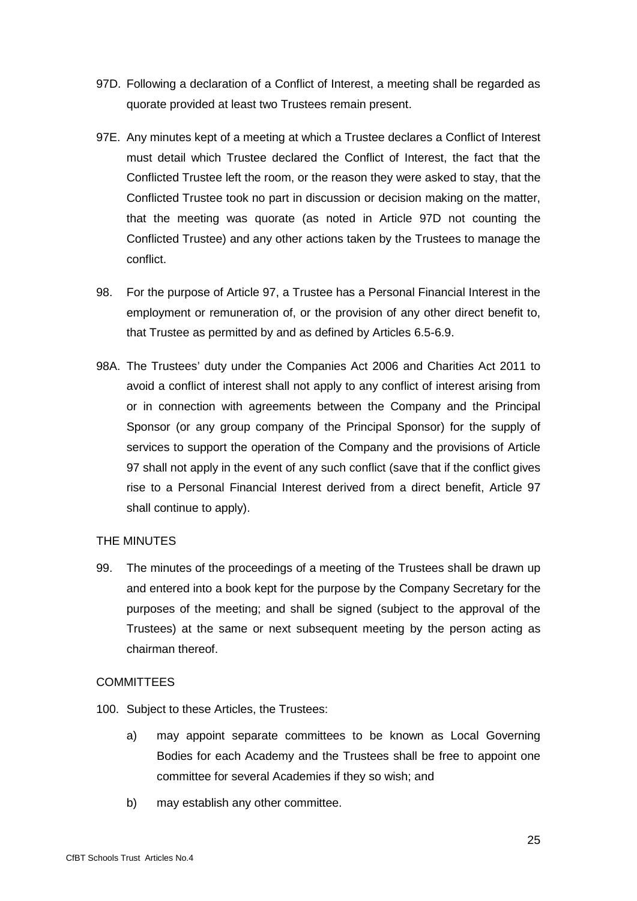97D. Following a declaration of a Conflict of Interest, a meeting shall be regarded as quorate provided at least two Trustees remain present.

97E. Any minutes kept of a meeting at which a Trustee declares a Conflict of Interest must detail which Trustee declared the Conflict of Interest, the fact that the Conflicted Trustee left the room, or the reason they were asked to stay, that the Conflicted Trustee took no part in discussion or decision making on the matter, that the meeting was quorate (as noted in Article 97D not counting the Conflicted Trustee) and any other actions taken by the Trustees to manage the conflict.

98. For the purpose of Article 97, a Trustee has a Personal Financial Interest in the employment or remuneration of, or the provision of any other direct benefit to, that Trustee as permitted by and as defined by Articles 6.5-6.9.

98A. The Trustees' duty under the Companies Act 2006 and Charities Act 2011 to avoid a conflict of interest shall not apply to any conflict of interest arising from or in connection with agreements between the Company and the Principal Sponsor (or any group company of the Principal Sponsor) for the supply of services to support the operation of the Company and the provisions of Article 97 shall not apply in the event of any such conflict (save that if the conflict gives rise to a Personal Financial Interest derived from a direct benefit, Article 97 shall continue to apply).

THE MINUTES

99. The minutes of the proceedings of a meeting of the Trustees shall be drawn up and entered into a book kept for the purpose by the Company Secretary for the purposes of the meeting; and shall be signed (subject to the approval of the Trustees) at the same or next subsequent meeting by the person acting as chairman thereof.

COMMITTEES

100. Subject to these Articles, the Trustees:

   a) may appoint separate committees to be known as Local Governing Bodies for each Academy and the Trustees shall be free to appoint one committee for several Academies if they so wish; and

   b) may establish any other committee.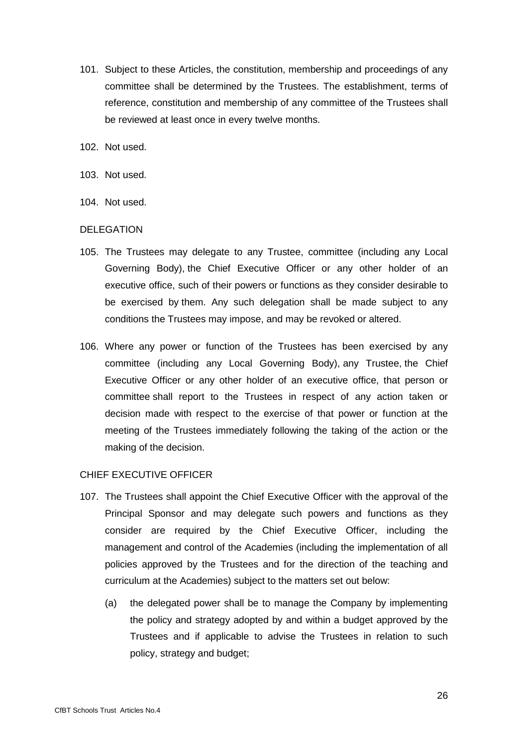101. Subject to these Articles, the constitution, membership and proceedings of any committee shall be determined by the Trustees. The establishment, terms of reference, constitution and membership of any committee of the Trustees shall be reviewed at least once in every twelve months.

102. Not used.

103. Not used.

104. Not used.

DELEGATION

105. The Trustees may delegate to any Trustee, committee (including any Local Governing Body), the Chief Executive Officer or any other holder of an executive office, such of their powers or functions as they consider desirable to be exercised by them. Any such delegation shall be made subject to any conditions the Trustees may impose, and may be revoked or altered.

106. Where any power or function of the Trustees has been exercised by any committee (including any Local Governing Body), any Trustee, the Chief Executive Officer or any other holder of an executive office, that person or committee shall report to the Trustees in respect of any action taken or decision made with respect to the exercise of that power or function at the meeting of the Trustees immediately following the taking of the action or the making of the decision.

CHIEF EXECUTIVE OFFICER

107. The Trustees shall appoint the Chief Executive Officer with the approval of the Principal Sponsor and may delegate such powers and functions as they consider are required by the Chief Executive Officer, including the management and control of the Academies (including the implementation of all policies approved by the Trustees and for the direction of the teaching and curriculum at the Academies) subject to the matters set out below:

    (a) the delegated power shall be to manage the Company by implementing the policy and strategy adopted by and within a budget approved by the Trustees and if applicable to advise the Trustees in relation to such policy, strategy and budget;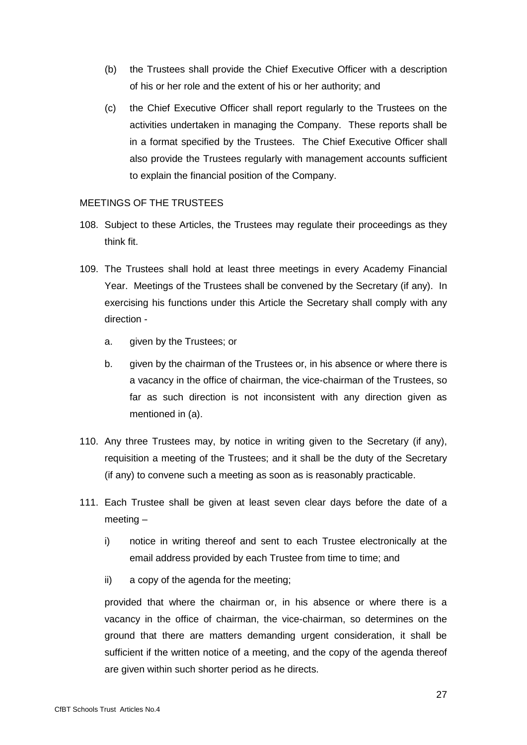(b) the Trustees shall provide the Chief Executive Officer with a description of his or her role and the extent of his or her authority; and

(c) the Chief Executive Officer shall report regularly to the Trustees on the activities undertaken in managing the Company. These reports shall be in a format specified by the Trustees. The Chief Executive Officer shall also provide the Trustees regularly with management accounts sufficient to explain the financial position of the Company.

MEETINGS OF THE TRUSTEES

108. Subject to these Articles, the Trustees may regulate their proceedings as they think fit.

109. The Trustees shall hold at least three meetings in every Academy Financial Year. Meetings of the Trustees shall be convened by the Secretary (if any). In exercising his functions under this Article the Secretary shall comply with any direction -

    a. given by the Trustees; or

    b. given by the chairman of the Trustees or, in his absence or where there is a vacancy in the office of chairman, the vice-chairman of the Trustees, so far as such direction is not inconsistent with any direction given as mentioned in (a).

110. Any three Trustees may, by notice in writing given to the Secretary (if any), requisition a meeting of the Trustees; and it shall be the duty of the Secretary (if any) to convene such a meeting as soon as is reasonably practicable.

111. Each Trustee shall be given at least seven clear days before the date of a meeting –

    i) notice in writing thereof and sent to each Trustee electronically at the email address provided by each Trustee from time to time; and

    ii) a copy of the agenda for the meeting;

    provided that where the chairman or, in his absence or where there is a vacancy in the office of chairman, the vice-chairman, so determines on the ground that there are matters demanding urgent consideration, it shall be sufficient if the written notice of a meeting, and the copy of the agenda thereof are given within such shorter period as he directs.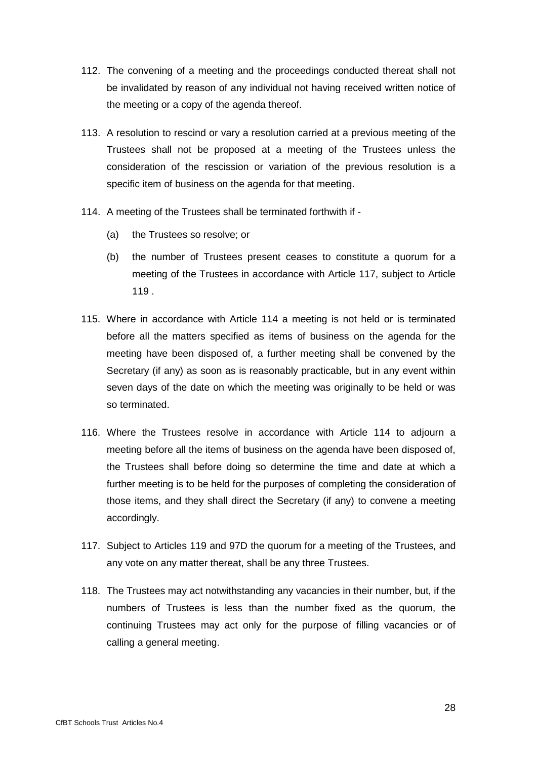112. The convening of a meeting and the proceedings conducted thereat shall not be invalidated by reason of any individual not having received written notice of the meeting or a copy of the agenda thereof.

113. A resolution to rescind or vary a resolution carried at a previous meeting of the Trustees shall not be proposed at a meeting of the Trustees unless the consideration of the rescission or variation of the previous resolution is a specific item of business on the agenda for that meeting.

114. A meeting of the Trustees shall be terminated forthwith if -

    (a) the Trustees so resolve; or

    (b) the number of Trustees present ceases to constitute a quorum for a meeting of the Trustees in accordance with Article 117, subject to Article 119 .

115. Where in accordance with Article 114 a meeting is not held or is terminated before all the matters specified as items of business on the agenda for the meeting have been disposed of, a further meeting shall be convened by the Secretary (if any) as soon as is reasonably practicable, but in any event within seven days of the date on which the meeting was originally to be held or was so terminated.

116. Where the Trustees resolve in accordance with Article 114 to adjourn a meeting before all the items of business on the agenda have been disposed of, the Trustees shall before doing so determine the time and date at which a further meeting is to be held for the purposes of completing the consideration of those items, and they shall direct the Secretary (if any) to convene a meeting accordingly.

117. Subject to Articles 119 and 97D the quorum for a meeting of the Trustees, and any vote on any matter thereat, shall be any three Trustees.

118. The Trustees may act notwithstanding any vacancies in their number, but, if the numbers of Trustees is less than the number fixed as the quorum, the continuing Trustees may act only for the purpose of filling vacancies or of calling a general meeting.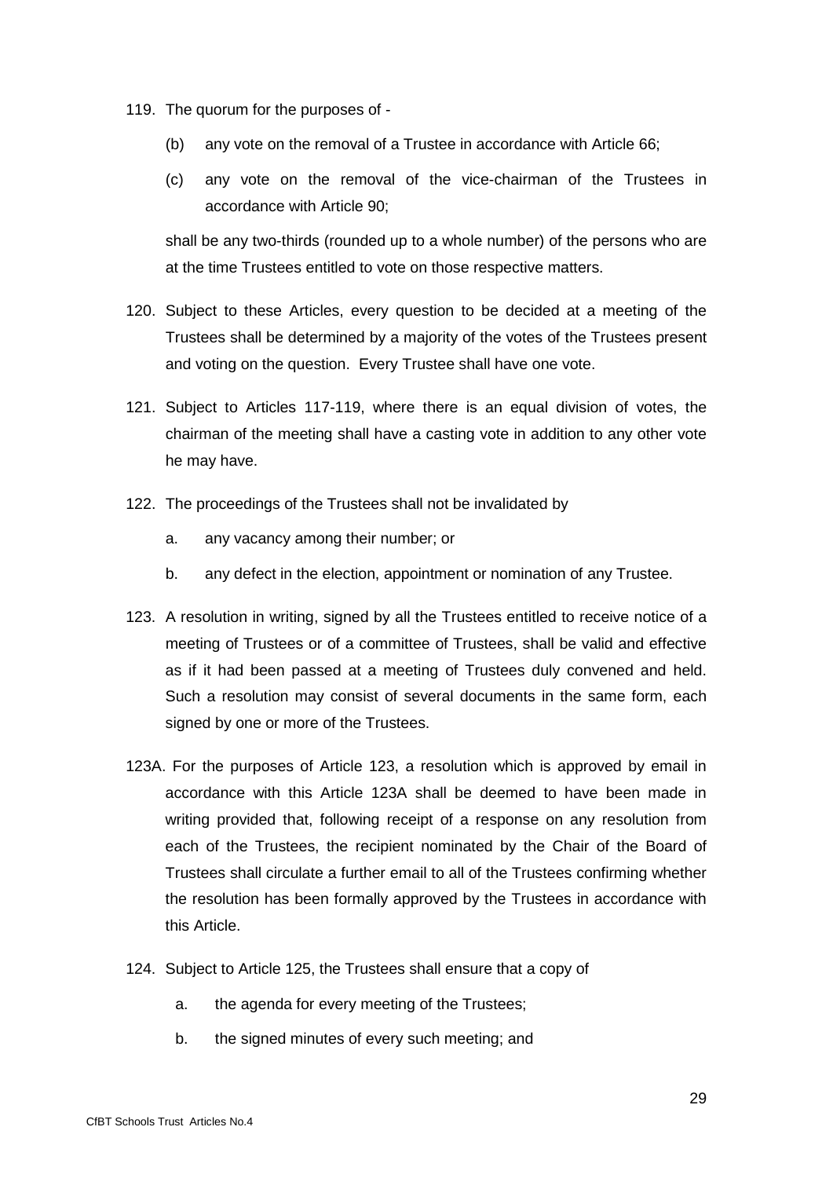119. The quorum for the purposes of -

    (b) any vote on the removal of a Trustee in accordance with Article 66;

    (c) any vote on the removal of the vice-chairman of the Trustees in accordance with Article 90;

    shall be any two-thirds (rounded up to a whole number) of the persons who are at the time Trustees entitled to vote on those respective matters.

120. Subject to these Articles, every question to be decided at a meeting of the Trustees shall be determined by a majority of the votes of the Trustees present and voting on the question. Every Trustee shall have one vote.

121. Subject to Articles 117-119, where there is an equal division of votes, the chairman of the meeting shall have a casting vote in addition to any other vote he may have.

122. The proceedings of the Trustees shall not be invalidated by

    a. any vacancy among their number; or

    b. any defect in the election, appointment or nomination of any Trustee.

123. A resolution in writing, signed by all the Trustees entitled to receive notice of a meeting of Trustees or of a committee of Trustees, shall be valid and effective as if it had been passed at a meeting of Trustees duly convened and held. Such a resolution may consist of several documents in the same form, each signed by one or more of the Trustees.

123A. For the purposes of Article 123, a resolution which is approved by email in accordance with this Article 123A shall be deemed to have been made in writing provided that, following receipt of a response on any resolution from each of the Trustees, the recipient nominated by the Chair of the Board of Trustees shall circulate a further email to all of the Trustees confirming whether the resolution has been formally approved by the Trustees in accordance with this Article.

124. Subject to Article 125, the Trustees shall ensure that a copy of

    a. the agenda for every meeting of the Trustees;

    b. the signed minutes of every such meeting; and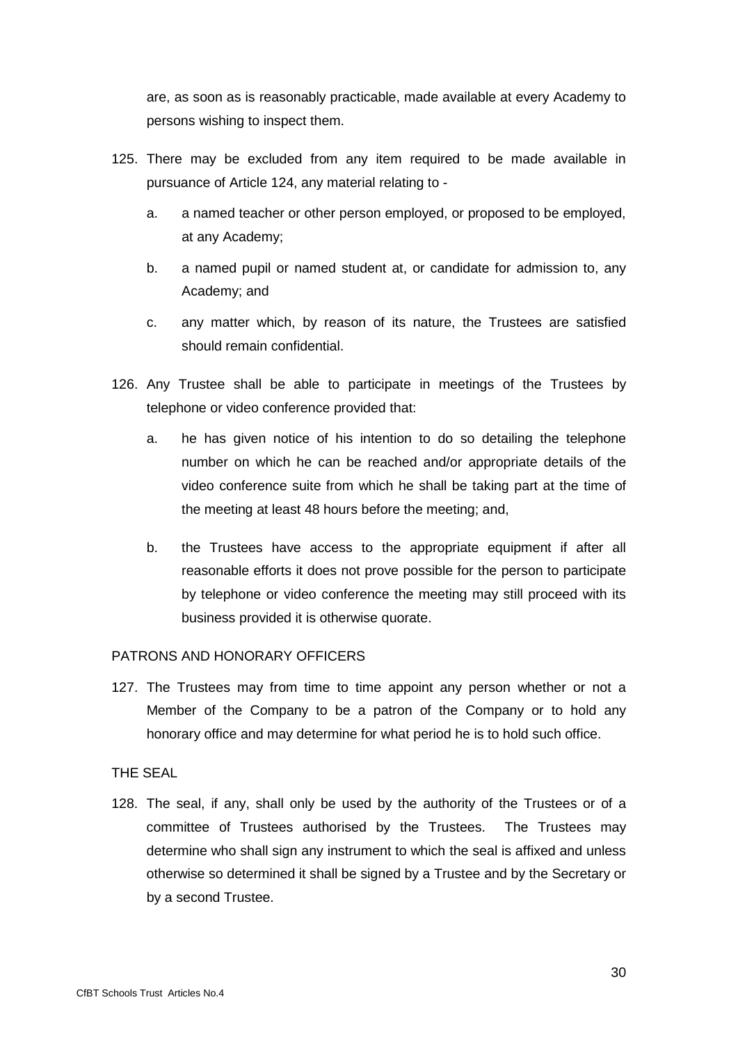are, as soon as is reasonably practicable, made available at every Academy to persons wishing to inspect them.

125. There may be excluded from any item required to be made available in pursuance of Article 124, any material relating to -

    a. a named teacher or other person employed, or proposed to be employed, at any Academy;

    b. a named pupil or named student at, or candidate for admission to, any Academy; and

    c. any matter which, by reason of its nature, the Trustees are satisfied should remain confidential.

126. Any Trustee shall be able to participate in meetings of the Trustees by telephone or video conference provided that:

    a. he has given notice of his intention to do so detailing the telephone number on which he can be reached and/or appropriate details of the video conference suite from which he shall be taking part at the time of the meeting at least 48 hours before the meeting; and,

    b. the Trustees have access to the appropriate equipment if after all reasonable efforts it does not prove possible for the person to participate by telephone or video conference the meeting may still proceed with its business provided it is otherwise quorate.

PATRONS AND HONORARY OFFICERS

127. The Trustees may from time to time appoint any person whether or not a Member of the Company to be a patron of the Company or to hold any honorary office and may determine for what period he is to hold such office.

THE SEAL

128. The seal, if any, shall only be used by the authority of the Trustees or of a committee of Trustees authorised by the Trustees. The Trustees may determine who shall sign any instrument to which the seal is affixed and unless otherwise so determined it shall be signed by a Trustee and by the Secretary or by a second Trustee.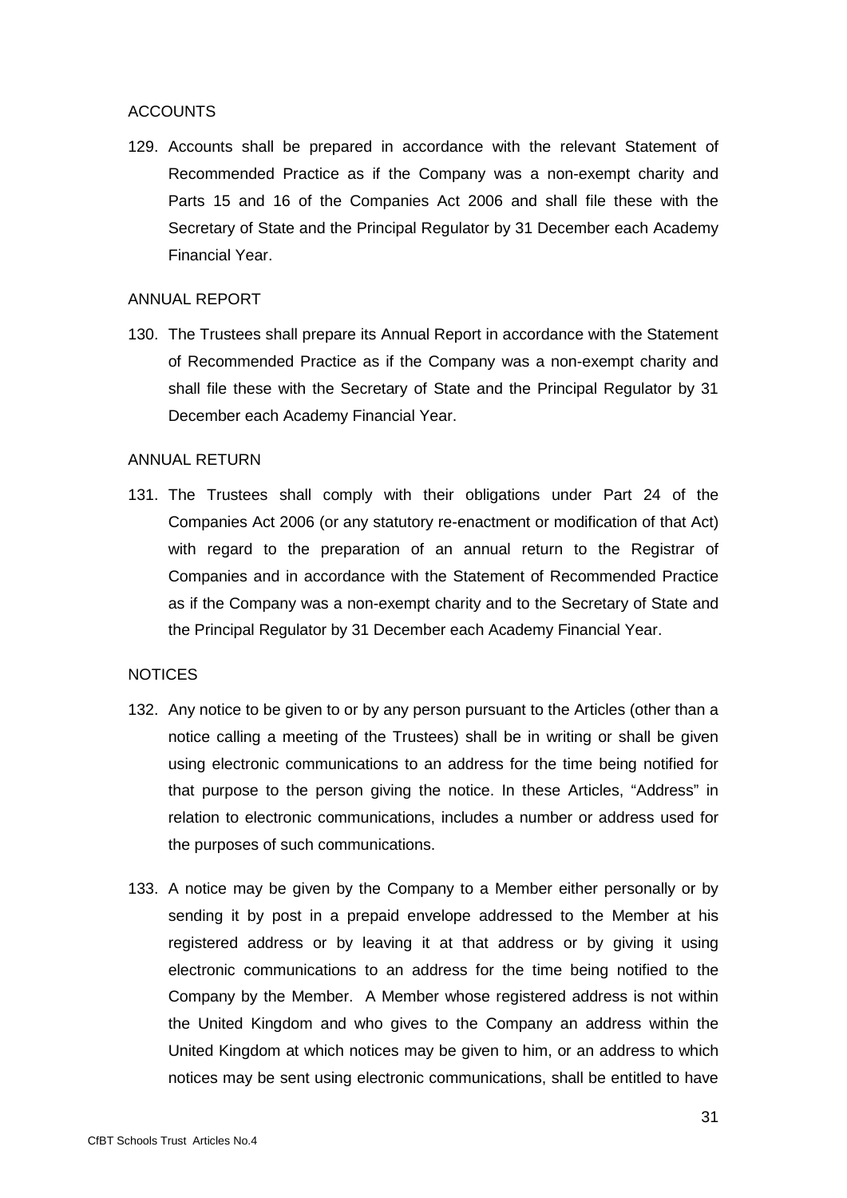ACCOUNTS

129. Accounts shall be prepared in accordance with the relevant Statement of Recommended Practice as if the Company was a non-exempt charity and Parts 15 and 16 of the Companies Act 2006 and shall file these with the Secretary of State and the Principal Regulator by 31 December each Academy Financial Year.

ANNUAL REPORT

130. The Trustees shall prepare its Annual Report in accordance with the Statement of Recommended Practice as if the Company was a non-exempt charity and shall file these with the Secretary of State and the Principal Regulator by 31 December each Academy Financial Year.

ANNUAL RETURN

131. The Trustees shall comply with their obligations under Part 24 of the Companies Act 2006 (or any statutory re-enactment or modification of that Act) with regard to the preparation of an annual return to the Registrar of Companies and in accordance with the Statement of Recommended Practice as if the Company was a non-exempt charity and to the Secretary of State and the Principal Regulator by 31 December each Academy Financial Year.

NOTICES

132. Any notice to be given to or by any person pursuant to the Articles (other than a notice calling a meeting of the Trustees) shall be in writing or shall be given using electronic communications to an address for the time being notified for that purpose to the person giving the notice. In these Articles, "Address" in relation to electronic communications, includes a number or address used for the purposes of such communications.

133. A notice may be given by the Company to a Member either personally or by sending it by post in a prepaid envelope addressed to the Member at his registered address or by leaving it at that address or by giving it using electronic communications to an address for the time being notified to the Company by the Member. A Member whose registered address is not within the United Kingdom and who gives to the Company an address within the United Kingdom at which notices may be given to him, or an address to which notices may be sent using electronic communications, shall be entitled to have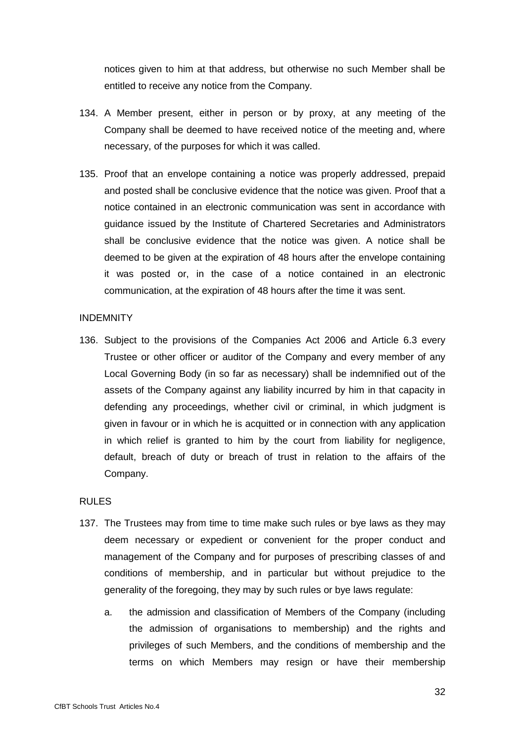notices given to him at that address, but otherwise no such Member shall be entitled to receive any notice from the Company.

134. A Member present, either in person or by proxy, at any meeting of the Company shall be deemed to have received notice of the meeting and, where necessary, of the purposes for which it was called.

135. Proof that an envelope containing a notice was properly addressed, prepaid and posted shall be conclusive evidence that the notice was given. Proof that a notice contained in an electronic communication was sent in accordance with guidance issued by the Institute of Chartered Secretaries and Administrators shall be conclusive evidence that the notice was given. A notice shall be deemed to be given at the expiration of 48 hours after the envelope containing it was posted or, in the case of a notice contained in an electronic communication, at the expiration of 48 hours after the time it was sent.

INDEMNITY

136. Subject to the provisions of the Companies Act 2006 and Article 6.3 every Trustee or other officer or auditor of the Company and every member of any Local Governing Body (in so far as necessary) shall be indemnified out of the assets of the Company against any liability incurred by him in that capacity in defending any proceedings, whether civil or criminal, in which judgment is given in favour or in which he is acquitted or in connection with any application in which relief is granted to him by the court from liability for negligence, default, breach of duty or breach of trust in relation to the affairs of the Company.

RULES

137. The Trustees may from time to time make such rules or bye laws as they may deem necessary or expedient or convenient for the proper conduct and management of the Company and for purposes of prescribing classes of and conditions of membership, and in particular but without prejudice to the generality of the foregoing, they may by such rules or bye laws regulate:

    a. the admission and classification of Members of the Company (including the admission of organisations to membership) and the rights and privileges of such Members, and the conditions of membership and the terms on which Members may resign or have their membership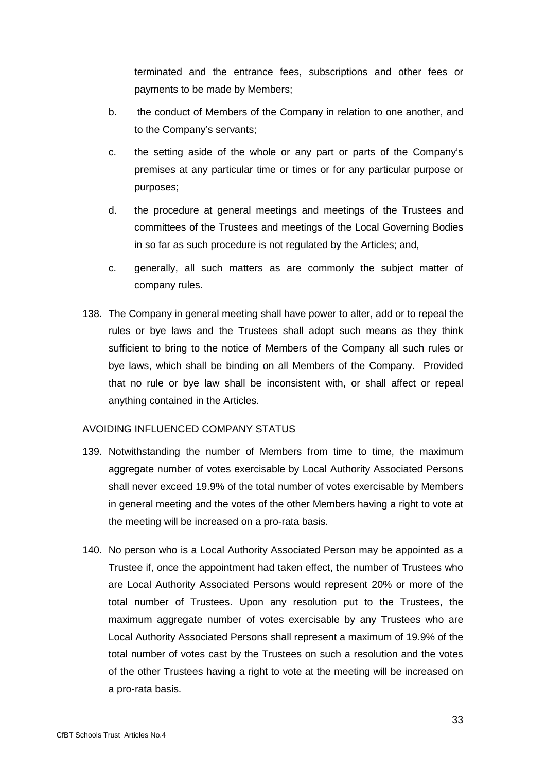terminated and the entrance fees, subscriptions and other fees or payments to be made by Members;

b. the conduct of Members of the Company in relation to one another, and to the Company's servants;

c. the setting aside of the whole or any part or parts of the Company's premises at any particular time or times or for any particular purpose or purposes;

d. the procedure at general meetings and meetings of the Trustees and committees of the Trustees and meetings of the Local Governing Bodies in so far as such procedure is not regulated by the Articles; and,

c. generally, all such matters as are commonly the subject matter of company rules.

138. The Company in general meeting shall have power to alter, add or to repeal the rules or bye laws and the Trustees shall adopt such means as they think sufficient to bring to the notice of Members of the Company all such rules or bye laws, which shall be binding on all Members of the Company. Provided that no rule or bye law shall be inconsistent with, or shall affect or repeal anything contained in the Articles.

AVOIDING INFLUENCED COMPANY STATUS

139. Notwithstanding the number of Members from time to time, the maximum aggregate number of votes exercisable by Local Authority Associated Persons shall never exceed 19.9% of the total number of votes exercisable by Members in general meeting and the votes of the other Members having a right to vote at the meeting will be increased on a pro-rata basis.

140. No person who is a Local Authority Associated Person may be appointed as a Trustee if, once the appointment had taken effect, the number of Trustees who are Local Authority Associated Persons would represent 20% or more of the total number of Trustees. Upon any resolution put to the Trustees, the maximum aggregate number of votes exercisable by any Trustees who are Local Authority Associated Persons shall represent a maximum of 19.9% of the total number of votes cast by the Trustees on such a resolution and the votes of the other Trustees having a right to vote at the meeting will be increased on a pro-rata basis.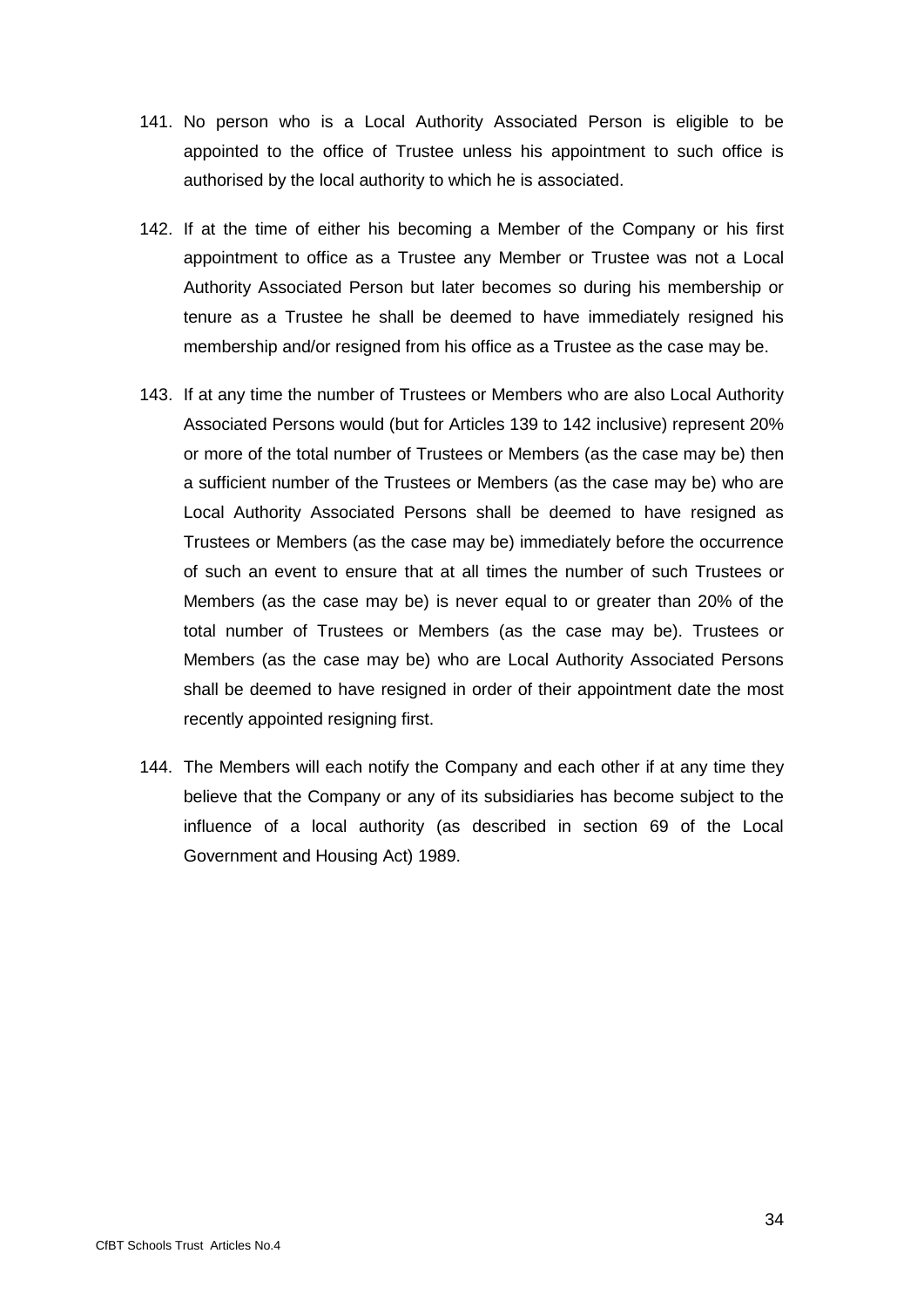141. No person who is a Local Authority Associated Person is eligible to be appointed to the office of Trustee unless his appointment to such office is authorised by the local authority to which he is associated.

142. If at the time of either his becoming a Member of the Company or his first appointment to office as a Trustee any Member or Trustee was not a Local Authority Associated Person but later becomes so during his membership or tenure as a Trustee he shall be deemed to have immediately resigned his membership and/or resigned from his office as a Trustee as the case may be.

143. If at any time the number of Trustees or Members who are also Local Authority Associated Persons would (but for Articles 139 to 142 inclusive) represent 20% or more of the total number of Trustees or Members (as the case may be) then a sufficient number of the Trustees or Members (as the case may be) who are Local Authority Associated Persons shall be deemed to have resigned as Trustees or Members (as the case may be) immediately before the occurrence of such an event to ensure that at all times the number of such Trustees or Members (as the case may be) is never equal to or greater than 20% of the total number of Trustees or Members (as the case may be). Trustees or Members (as the case may be) who are Local Authority Associated Persons shall be deemed to have resigned in order of their appointment date the most recently appointed resigning first.

144. The Members will each notify the Company and each other if at any time they believe that the Company or any of its subsidiaries has become subject to the influence of a local authority (as described in section 69 of the Local Government and Housing Act) 1989.